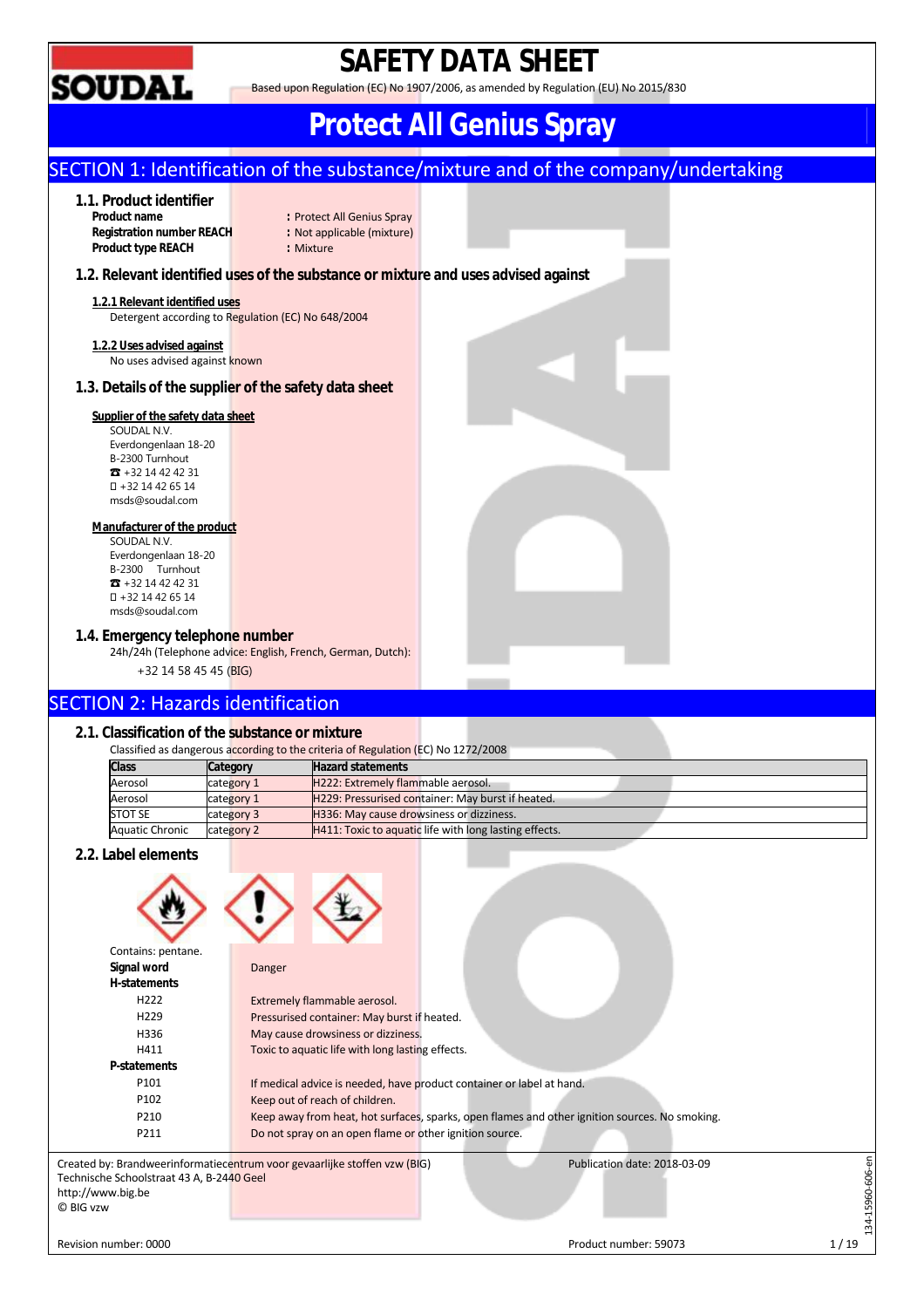# SAFETY DATA SHEET

Based upon Regulation (EC) No 1907/2006, as amended by Regulation (EU) No 2015/830

# Protect All Genius Spray

## SECTION 1: Identification of the substance/mixture and of the company/undertaking

### 1.1. Product identifier

**Product name** : Protect All Genius Spray
**Registration number REACH** : Not applicable (mixture)
**Product type REACH** : Mixture

### 1.2. Relevant identified uses of the substance or mixture and uses advised against

**1.2.1 Relevant identified uses**

Detergent according to Regulation (EC) No 648/2004

**1.2.2 Uses advised against**

No uses advised against known

### 1.3. Details of the supplier of the safety data sheet

**Supplier of the safety data sheet**

SOUDAL N.V.
Everdongenlaan 18-20
B-2300 Turnhout
☎ +32 14 42 42 31
+32 14 42 65 14
msds@soudal.com

**Manufacturer of the product**

SOUDAL N.V.
Everdongenlaan 18-20
B-2300 Turnhout
☎ +32 14 42 42 31
+32 14 42 65 14
msds@soudal.com

### 1.4. Emergency telephone number

24h/24h (Telephone advice: English, French, German, Dutch):

+32 14 58 45 45 (BIG)

## SECTION 2: Hazards identification

### 2.1. Classification of the substance or mixture

Classified as dangerous according to the criteria of Regulation (EC) No 1272/2008

| Class | Category | Hazard statements |
|---|---|---|
| Aerosol | category 1 | H222: Extremely flammable aerosol. |
| Aerosol | category 1 | H229: Pressurised container: May burst if heated. |
| STOT SE | category 3 | H336: May cause drowsiness or dizziness. |
| Aquatic Chronic | category 2 | H411: Toxic to aquatic life with long lasting effects. |

### 2.2. Label elements

Contains: pentane.

**Signal word** Danger

**H-statements**

| | |
|---|---|
| H222 | Extremely flammable aerosol. |
| H229 | Pressurised container: May burst if heated. |
| H336 | May cause drowsiness or dizziness. |
| H411 | Toxic to aquatic life with long lasting effects. |

**P-statements**

| | |
|---|---|
| P101 | If medical advice is needed, have product container or label at hand. |
| P102 | Keep out of reach of children. |
| P210 | Keep away from heat, hot surfaces, sparks, open flames and other ignition sources. No smoking. |
| P211 | Do not spray on an open flame or other ignition source. |

Created by: Brandweerinformatiecentrum voor gevaarlijke stoffen vzw (BIG)
Technische Schoolstraat 43 A, B-2440 Geel
http://www.big.be
© BIG vzw

Publication date: 2018-03-09

Revision number: 0000

Product number: 59073

134-15960-606-en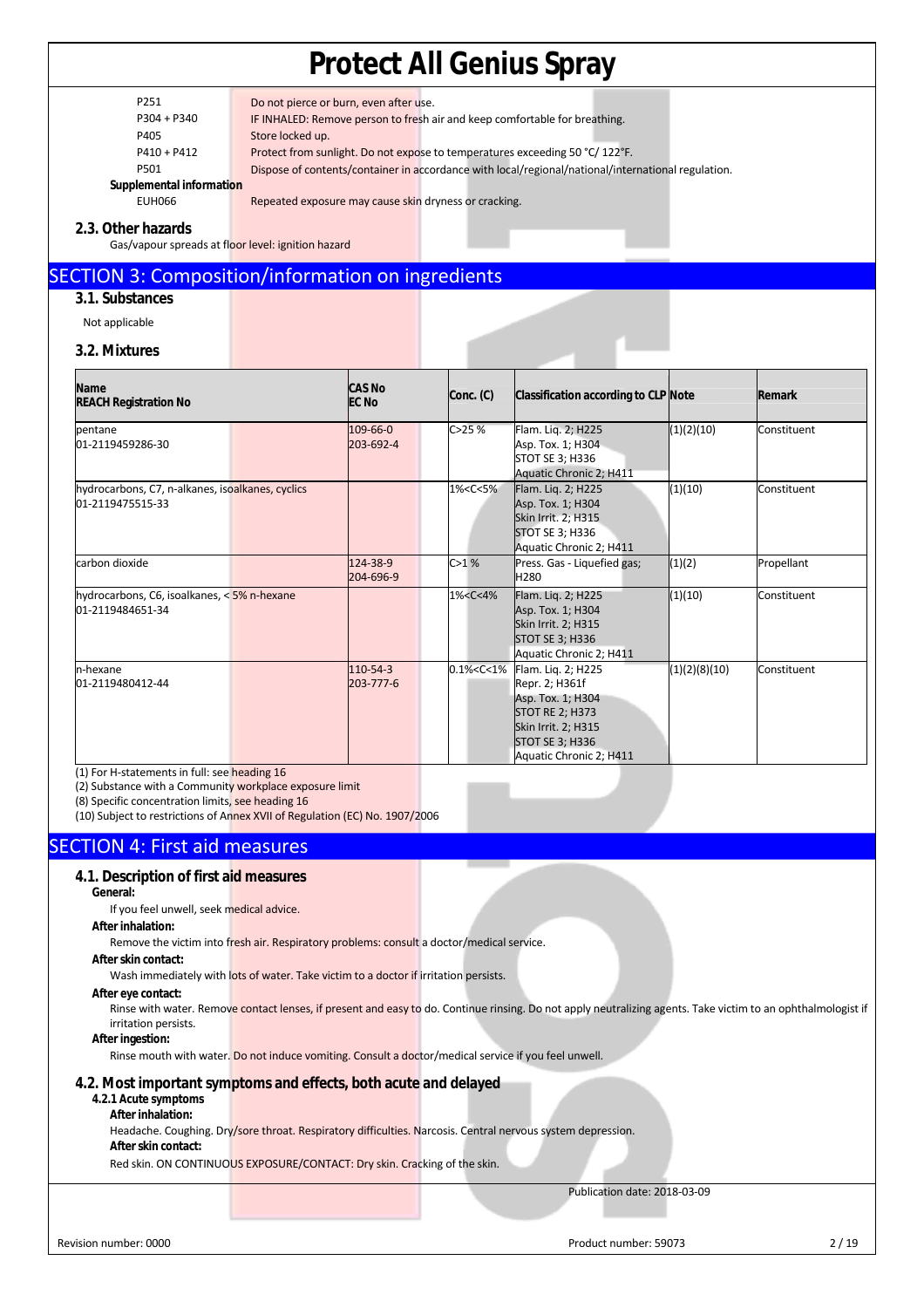| | |
|---|---|
| P251 | Do not pierce or burn, even after use. |
| P304 + P340 | IF INHALED: Remove person to fresh air and keep comfortable for breathing. |
| P405 | Store locked up. |
| P410 + P412 | Protect from sunlight. Do not expose to temperatures exceeding 50 °C/ 122°F. |
| P501 | Dispose of contents/container in accordance with local/regional/national/international regulation. |

**Supplemental information**

| | |
|---|---|
| EUH066 | Repeated exposure may cause skin dryness or cracking. |

### 2.3. Other hazards

Gas/vapour spreads at floor level: ignition hazard

## SECTION 3: Composition/information on ingredients

### 3.1. Substances

Not applicable

### 3.2. Mixtures

| Name<br>REACH Registration No | CAS No<br>EC No | Conc. (C) | Classification according to CLP | Note | Remark |
|---|---|---|---|---|---|
| pentane<br>01-2119459286-30 | 109-66-0<br>203-692-4 | C>25 % | Flam. Liq. 2; H225<br>Asp. Tox. 1; H304<br>STOT SE 3; H336<br>Aquatic Chronic 2; H411 | (1)(2)(10) | Constituent |
| hydrocarbons, C7, n-alkanes, isoalkanes, cyclics<br>01-2119475515-33 | | 1%<C<5% | Flam. Liq. 2; H225<br>Asp. Tox. 1; H304<br>Skin Irrit. 2; H315<br>STOT SE 3; H336<br>Aquatic Chronic 2; H411 | (1)(10) | Constituent |
| carbon dioxide | 124-38-9<br>204-696-9 | C>1 % | Press. Gas - Liquefied gas; H280 | (1)(2) | Propellant |
| hydrocarbons, C6, isoalkanes, < 5% n-hexane<br>01-2119484651-34 | | 1%<C<4% | Flam. Liq. 2; H225<br>Asp. Tox. 1; H304<br>Skin Irrit. 2; H315<br>STOT SE 3; H336<br>Aquatic Chronic 2; H411 | (1)(10) | Constituent |
| n-hexane<br>01-2119480412-44 | 110-54-3<br>203-777-6 | 0.1%<C<1% | Flam. Liq. 2; H225<br>Repr. 2; H361f<br>Asp. Tox. 1; H304<br>STOT RE 2; H373<br>Skin Irrit. 2; H315<br>STOT SE 3; H336<br>Aquatic Chronic 2; H411 | (1)(2)(8)(10) | Constituent |

(1) For H-statements in full: see heading 16
(2) Substance with a Community workplace exposure limit
(8) Specific concentration limits, see heading 16
(10) Subject to restrictions of Annex XVII of Regulation (EC) No. 1907/2006

## SECTION 4: First aid measures

### 4.1. Description of first aid measures

**General:**

If you feel unwell, seek medical advice.

**After inhalation:**

Remove the victim into fresh air. Respiratory problems: consult a doctor/medical service.

**After skin contact:**

Wash immediately with lots of water. Take victim to a doctor if irritation persists.

**After eye contact:**

Rinse with water. Remove contact lenses, if present and easy to do. Continue rinsing. Do not apply neutralizing agents. Take victim to an ophthalmologist if irritation persists.

**After ingestion:**

Rinse mouth with water. Do not induce vomiting. Consult a doctor/medical service if you feel unwell.

### 4.2. Most important symptoms and effects, both acute and delayed

**4.2.1 Acute symptoms**

**After inhalation:**

Headache. Coughing. Dry/sore throat. Respiratory difficulties. Narcosis. Central nervous system depression.

**After skin contact:**

Red skin. ON CONTINUOUS EXPOSURE/CONTACT: Dry skin. Cracking of the skin.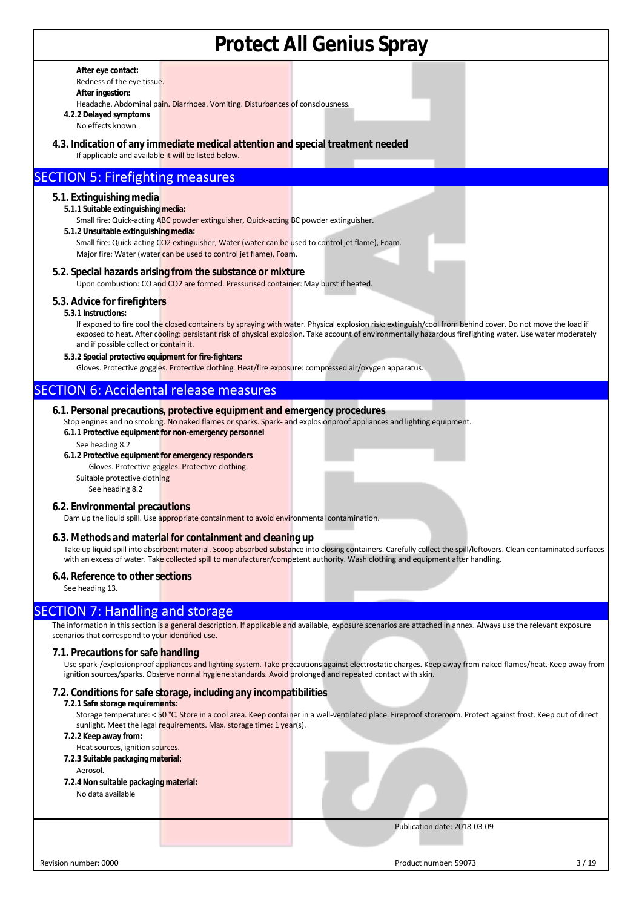**After eye contact:**

Redness of the eye tissue.

**After ingestion:**

Headache. Abdominal pain. Diarrhoea. Vomiting. Disturbances of consciousness.

**4.2.2 Delayed symptoms**

No effects known.

### 4.3. Indication of any immediate medical attention and special treatment needed

If applicable and available it will be listed below.

## SECTION 5: Firefighting measures

### 5.1. Extinguishing media

**5.1.1 Suitable extinguishing media:**

Small fire: Quick-acting ABC powder extinguisher, Quick-acting BC powder extinguisher.

**5.1.2 Unsuitable extinguishing media:**

Small fire: Quick-acting $CO_2$ extinguisher, Water (water can be used to control jet flame), Foam.

Major fire: Water (water can be used to control jet flame), Foam.

### 5.2. Special hazards arising from the substance or mixture

Upon combustion: CO and $CO_2$ are formed. Pressurised container: May burst if heated.

### 5.3. Advice for firefighters

**5.3.1 Instructions:**

If exposed to fire cool the closed containers by spraying with water. Physical explosion risk: extinguish/cool from behind cover. Do not move the load if exposed to heat. After cooling: persistant risk of physical explosion. Take account of environmentally hazardous firefighting water. Use water moderately and if possible collect or contain it.

**5.3.2 Special protective equipment for fire-fighters:**

Gloves. Protective goggles. Protective clothing. Heat/fire exposure: compressed air/oxygen apparatus.

## SECTION 6: Accidental release measures

### 6.1. Personal precautions, protective equipment and emergency procedures

Stop engines and no smoking. No naked flames or sparks. Spark- and explosionproof appliances and lighting equipment.

**6.1.1 Protective equipment for non-emergency personnel**

See heading 8.2

**6.1.2 Protective equipment for emergency responders**

Gloves. Protective goggles. Protective clothing.

Suitable protective clothing

See heading 8.2

### 6.2. Environmental precautions

Dam up the liquid spill. Use appropriate containment to avoid environmental contamination.

### 6.3. Methods and material for containment and cleaning up

Take up liquid spill into absorbent material. Scoop absorbed substance into closing containers. Carefully collect the spill/leftovers. Clean contaminated surfaces with an excess of water. Take collected spill to manufacturer/competent authority. Wash clothing and equipment after handling.

### 6.4. Reference to other sections

See heading 13.

## SECTION 7: Handling and storage

The information in this section is a general description. If applicable and available, exposure scenarios are attached in annex. Always use the relevant exposure scenarios that correspond to your identified use.

### 7.1. Precautions for safe handling

Use spark-/explosionproof appliances and lighting system. Take precautions against electrostatic charges. Keep away from naked flames/heat. Keep away from ignition sources/sparks. Observe normal hygiene standards. Avoid prolonged and repeated contact with skin.

### 7.2. Conditions for safe storage, including any incompatibilities

**7.2.1 Safe storage requirements:**

Storage temperature: < 50 °C. Store in a cool area. Keep container in a well-ventilated place. Fireproof storeroom. Protect against frost. Keep out of direct sunlight. Meet the legal requirements. Max. storage time: 1 year(s).

**7.2.2 Keep away from:**

Heat sources, ignition sources.

**7.2.3 Suitable packaging material:**

Aerosol.

**7.2.4 Non suitable packaging material:**

No data available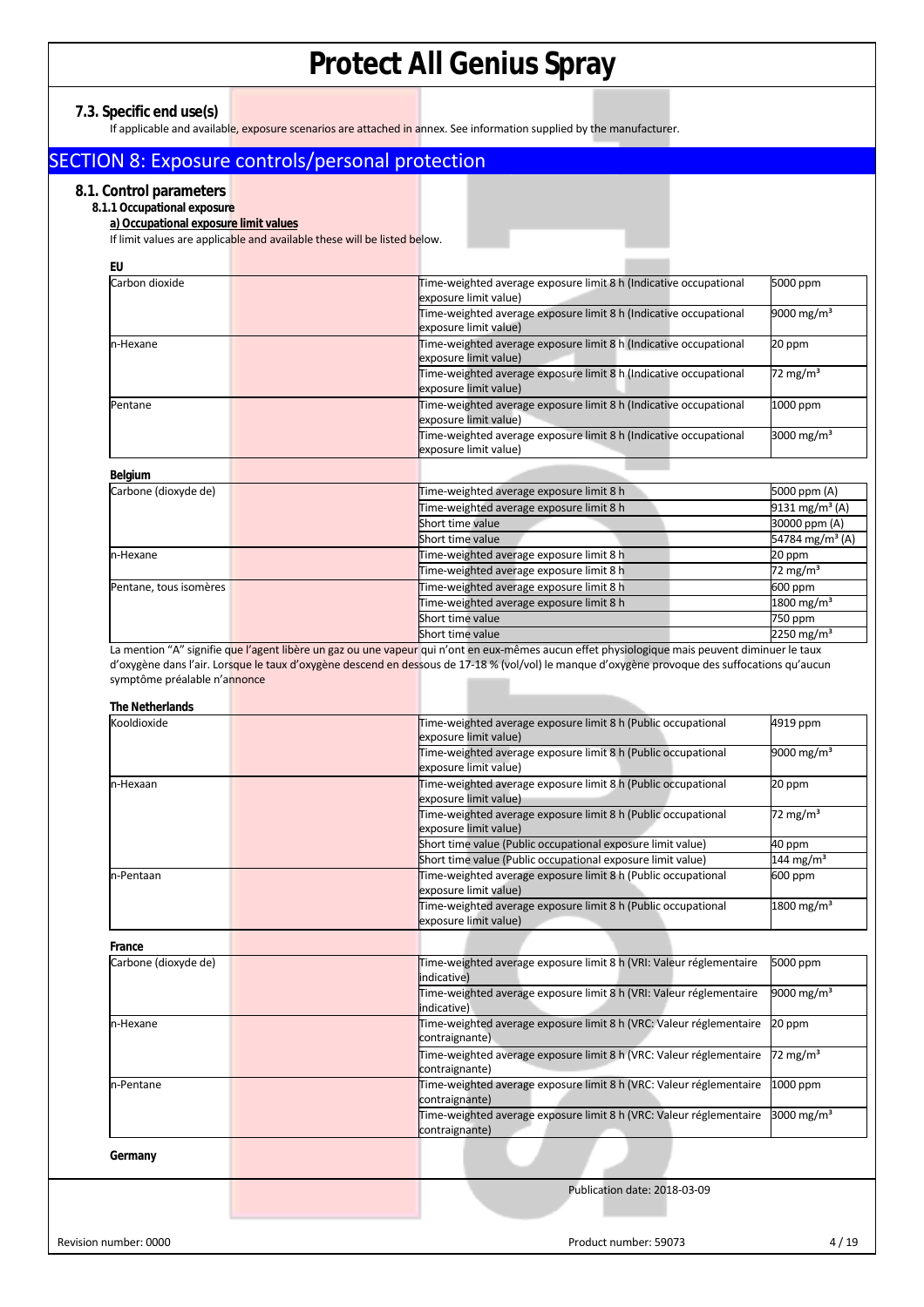### 7.3. Specific end use(s)

If applicable and available, exposure scenarios are attached in annex. See information supplied by the manufacturer.

## SECTION 8: Exposure controls/personal protection

### 8.1. Control parameters

#### 8.1.1 Occupational exposure

**a) Occupational exposure limit values**

If limit values are applicable and available these will be listed below.

**EU**

| | | |
|---|---|---|
| Carbon dioxide | Time-weighted average exposure limit 8 h (Indicative occupational exposure limit value) | 5000 ppm |
| | Time-weighted average exposure limit 8 h (Indicative occupational exposure limit value) | 9000 mg/m³ |
| n-Hexane | Time-weighted average exposure limit 8 h (Indicative occupational exposure limit value) | 20 ppm |
| | Time-weighted average exposure limit 8 h (Indicative occupational exposure limit value) | 72 mg/m³ |
| Pentane | Time-weighted average exposure limit 8 h (Indicative occupational exposure limit value) | 1000 ppm |
| | Time-weighted average exposure limit 8 h (Indicative occupational exposure limit value) | 3000 mg/m³ |

**Belgium**

| | | |
|---|---|---|
| Carbone (dioxyde de) | Time-weighted average exposure limit 8 h | 5000 ppm (A) |
| | Time-weighted average exposure limit 8 h | 9131 mg/m³ (A) |
| | Short time value | 30000 ppm (A) |
| | Short time value | 54784 mg/m³ (A) |
| n-Hexane | Time-weighted average exposure limit 8 h | 20 ppm |
| | Time-weighted average exposure limit 8 h | 72 mg/m³ |
| Pentane, tous isomères | Time-weighted average exposure limit 8 h | 600 ppm |
| | Time-weighted average exposure limit 8 h | 1800 mg/m³ |
| | Short time value | 750 ppm |
| | Short time value | 2250 mg/m³ |

La mention "A" signifie que l'agent libère un gaz ou une vapeur qui n'ont en eux-mêmes aucun effet physiologique mais peuvent diminuer le taux d'oxygène dans l'air. Lorsque le taux d'oxygène descend en dessous de 17-18 % (vol/vol) le manque d'oxygène provoque des suffocations qu'aucun symptôme préalable n'annonce

**The Netherlands**

| | | |
|---|---|---|
| Kooldioxide | Time-weighted average exposure limit 8 h (Public occupational exposure limit value) | 4919 ppm |
| | Time-weighted average exposure limit 8 h (Public occupational exposure limit value) | 9000 mg/m³ |
| n-Hexaan | Time-weighted average exposure limit 8 h (Public occupational exposure limit value) | 20 ppm |
| | Time-weighted average exposure limit 8 h (Public occupational exposure limit value) | 72 mg/m³ |
| | Short time value (Public occupational exposure limit value) | 40 ppm |
| | Short time value (Public occupational exposure limit value) | 144 mg/m³ |
| n-Pentaan | Time-weighted average exposure limit 8 h (Public occupational exposure limit value) | 600 ppm |
| | Time-weighted average exposure limit 8 h (Public occupational exposure limit value) | 1800 mg/m³ |

**France**

| | | |
|---|---|---|
| Carbone (dioxyde de) | Time-weighted average exposure limit 8 h (VRI: Valeur réglementaire indicative) | 5000 ppm |
| | Time-weighted average exposure limit 8 h (VRI: Valeur réglementaire indicative) | 9000 mg/m³ |
| n-Hexane | Time-weighted average exposure limit 8 h (VRC: Valeur réglementaire contraignante) | 20 ppm |
| | Time-weighted average exposure limit 8 h (VRC: Valeur réglementaire contraignante) | 72 mg/m³ |
| n-Pentane | Time-weighted average exposure limit 8 h (VRC: Valeur réglementaire contraignante) | 1000 ppm |
| | Time-weighted average exposure limit 8 h (VRC: Valeur réglementaire contraignante) | 3000 mg/m³ |

**Germany**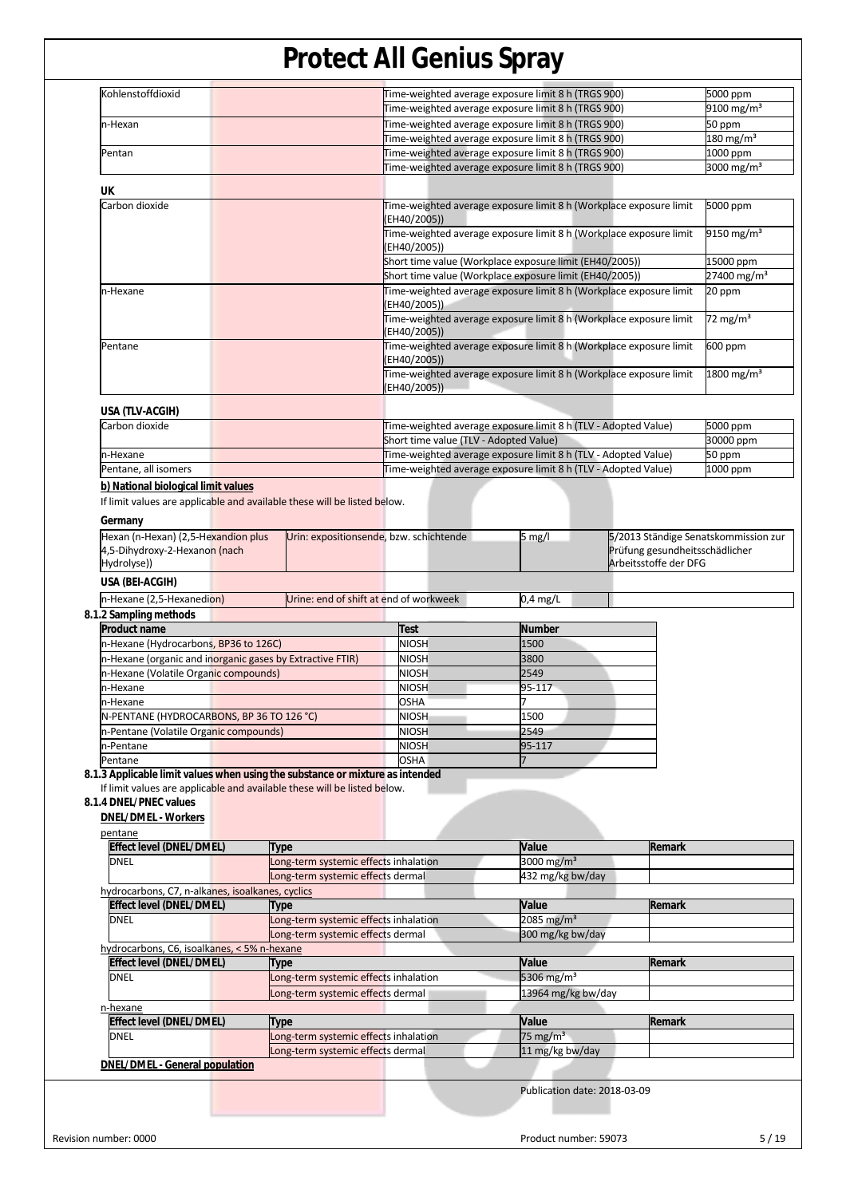| | | |
|---|---|---|
| Kohlenstoffdioxid | Time-weighted average exposure limit 8 h (TRGS 900) | 5000 ppm |
| | Time-weighted average exposure limit 8 h (TRGS 900) | 9100 mg/m³ |
| n-Hexan | Time-weighted average exposure limit 8 h (TRGS 900) | 50 ppm |
| | Time-weighted average exposure limit 8 h (TRGS 900) | 180 mg/m³ |
| Pentan | Time-weighted average exposure limit 8 h (TRGS 900) | 1000 ppm |
| | Time-weighted average exposure limit 8 h (TRGS 900) | 3000 mg/m³ |

**UK**

| | | |
|---|---|---|
| Carbon dioxide | Time-weighted average exposure limit 8 h (Workplace exposure limit (EH40/2005)) | 5000 ppm |
| | Time-weighted average exposure limit 8 h (Workplace exposure limit (EH40/2005)) | 9150 mg/m³ |
| | Short time value (Workplace exposure limit (EH40/2005)) | 15000 ppm |
| | Short time value (Workplace exposure limit (EH40/2005)) | 27400 mg/m³ |
| n-Hexane | Time-weighted average exposure limit 8 h (Workplace exposure limit (EH40/2005)) | 20 ppm |
| | Time-weighted average exposure limit 8 h (Workplace exposure limit (EH40/2005)) | 72 mg/m³ |
| Pentane | Time-weighted average exposure limit 8 h (Workplace exposure limit (EH40/2005)) | 600 ppm |
| | Time-weighted average exposure limit 8 h (Workplace exposure limit (EH40/2005)) | 1800 mg/m³ |

**USA (TLV-ACGIH)**

| | | |
|---|---|---|
| Carbon dioxide | Time-weighted average exposure limit 8 h (TLV - Adopted Value) | 5000 ppm |
| | Short time value (TLV - Adopted Value) | 30000 ppm |
| n-Hexane | Time-weighted average exposure limit 8 h (TLV - Adopted Value) | 50 ppm |
| Pentane, all isomers | Time-weighted average exposure limit 8 h (TLV - Adopted Value) | 1000 ppm |

**b) National biological limit values**

If limit values are applicable and available these will be listed below.

**Germany**

| | | | |
|---|---|---|---|
| Hexan (n-Hexan) (2,5-Hexandion plus 4,5-Dihydroxy-2-Hexanon (nach Hydrolyse)) | Urin: expositionsende, bzw. schichtende | 5 mg/l | 5/2013 Ständige Senatskommission zur Prüfung gesundheitsschädlicher Arbeitsstoffe der DFG |

**USA (BEI-ACGIH)**

| | | | |
|---|---|---|---|
| n-Hexane (2,5-Hexanedion) | Urine: end of shift at end of workweek | 0,4 mg/L | |

**8.1.2 Sampling methods**

| Product name | Test | Number |
|---|---|---|
| n-Hexane (Hydrocarbons, BP36 to 126C) | NIOSH | 1500 |
| n-Hexane (organic and inorganic gases by Extractive FTIR) | NIOSH | 3800 |
| n-Hexane (Volatile Organic compounds) | NIOSH | 2549 |
| n-Hexane | NIOSH | 95-117 |
| n-Hexane | OSHA | 7 |
| N-PENTANE (HYDROCARBONS, BP 36 TO 126 °C) | NIOSH | 1500 |
| n-Pentane (Volatile Organic compounds) | NIOSH | 2549 |
| n-Pentane | NIOSH | 95-117 |
| Pentane | OSHA | 7 |

**8.1.3 Applicable limit values when using the substance or mixture as intended**

If limit values are applicable and available these will be listed below.

**8.1.4 DNEL/PNEC values**

**DNEL/DMEL - Workers**

pentane

| Effect level (DNEL/DMEL) | Type | Value | Remark |
|---|---|---|---|
| DNEL | Long-term systemic effects inhalation | 3000 mg/m³ | |
| | Long-term systemic effects dermal | 432 mg/kg bw/day | |

hydrocarbons, C7, n-alkanes, isoalkanes, cyclics

| Effect level (DNEL/DMEL) | Type | Value | Remark |
|---|---|---|---|
| DNEL | Long-term systemic effects inhalation | 2085 mg/m³ | |
| | Long-term systemic effects dermal | 300 mg/kg bw/day | |

hydrocarbons, C6, isoalkanes, < 5% n-hexane

| Effect level (DNEL/DMEL) | Type | Value | Remark |
|---|---|---|---|
| DNEL | Long-term systemic effects inhalation | 5306 mg/m³ | |
| | Long-term systemic effects dermal | 13964 mg/kg bw/day | |

n-hexane

| Effect level (DNEL/DMEL) | Type | Value | Remark |
|---|---|---|---|
| DNEL | Long-term systemic effects inhalation | 75 mg/m³ | |
| | Long-term systemic effects dermal | 11 mg/kg bw/day | |

**DNEL/DMEL - General population**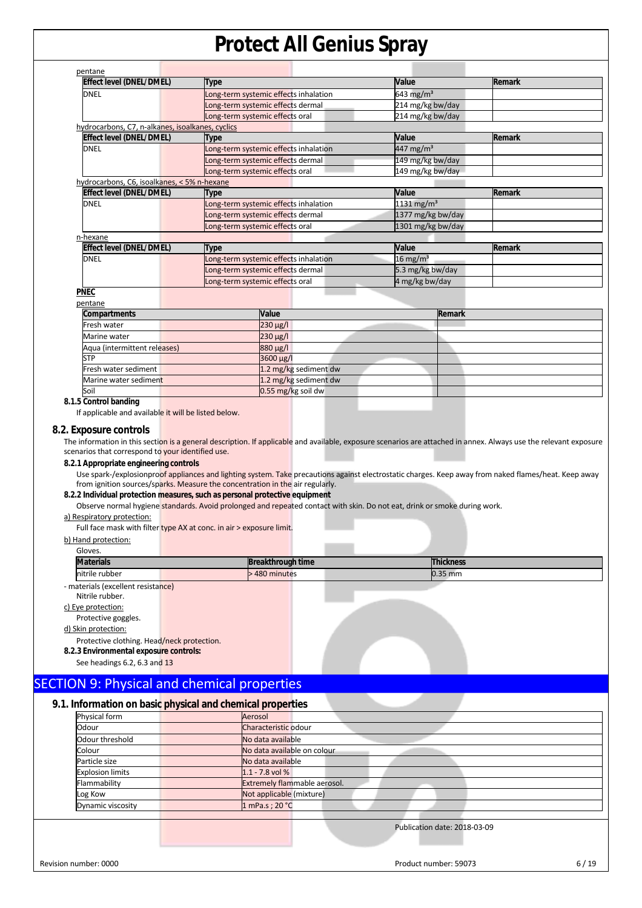pentane

| Effect level (DNEL/DMEL) | Type | Value | Remark |
|---|---|---|---|
| DNEL | Long-term systemic effects inhalation | 643 mg/m³ | |
| | Long-term systemic effects dermal | 214 mg/kg bw/day | |
| | Long-term systemic effects oral | 214 mg/kg bw/day | |

hydrocarbons, C7, n-alkanes, isoalkanes, cyclics

| Effect level (DNEL/DMEL) | Type | Value | Remark |
|---|---|---|---|
| DNEL | Long-term systemic effects inhalation | 447 mg/m³ | |
| | Long-term systemic effects dermal | 149 mg/kg bw/day | |
| | Long-term systemic effects oral | 149 mg/kg bw/day | |

hydrocarbons, C6, isoalkanes, < 5% n-hexane

| Effect level (DNEL/DMEL) | Type | Value | Remark |
|---|---|---|---|
| DNEL | Long-term systemic effects inhalation | 1131 mg/m³ | |
| | Long-term systemic effects dermal | 1377 mg/kg bw/day | |
| | Long-term systemic effects oral | 1301 mg/kg bw/day | |

n-hexane

| Effect level (DNEL/DMEL) | Type | Value | Remark |
|---|---|---|---|
| DNEL | Long-term systemic effects inhalation | 16 mg/m³ | |
| | Long-term systemic effects dermal | 5.3 mg/kg bw/day | |
| | Long-term systemic effects oral | 4 mg/kg bw/day | |

**PNEC**

pentane

| Compartments | Value | Remark |
|---|---|---|
| Fresh water | 230 µg/l | |
| Marine water | 230 µg/l | |
| Aqua (intermittent releases) | 880 µg/l | |
| STP | 3600 µg/l | |
| Fresh water sediment | 1.2 mg/kg sediment dw | |
| Marine water sediment | 1.2 mg/kg sediment dw | |
| Soil | 0.55 mg/kg soil dw | |

#### 8.1.5 Control banding

If applicable and available it will be listed below.

### 8.2. Exposure controls

The information in this section is a general description. If applicable and available, exposure scenarios are attached in annex. Always use the relevant exposure scenarios that correspond to your identified use.

#### 8.2.1 Appropriate engineering controls

Use spark-/explosionproof appliances and lighting system. Take precautions against electrostatic charges. Keep away from naked flames/heat. Keep away from ignition sources/sparks. Measure the concentration in the air regularly.

#### 8.2.2 Individual protection measures, such as personal protective equipment

Observe normal hygiene standards. Avoid prolonged and repeated contact with skin. Do not eat, drink or smoke during work.

a) Respiratory protection:

Full face mask with filter type AX at conc. in air > exposure limit.

b) Hand protection:

Gloves.

| Materials | Breakthrough time | Thickness |
|---|---|---|
| nitrile rubber | > 480 minutes | 0.35 mm |

- materials (excellent resistance)

Nitrile rubber.

c) Eye protection:

Protective goggles.

d) Skin protection:

Protective clothing. Head/neck protection.

#### 8.2.3 Environmental exposure controls:

See headings 6.2, 6.3 and 13

## SECTION 9: Physical and chemical properties

### 9.1. Information on basic physical and chemical properties

| Physical form | Aerosol |
|---|---|
| Odour | Characteristic odour |
| Odour threshold | No data available |
| Colour | No data available on colour |
| Particle size | No data available |
| Explosion limits | 1.1 - 7.8 vol % |
| Flammability | Extremely flammable aerosol. |
| Log Kow | Not applicable (mixture) |
| Dynamic viscosity | 1 mPa.s ; 20 °C |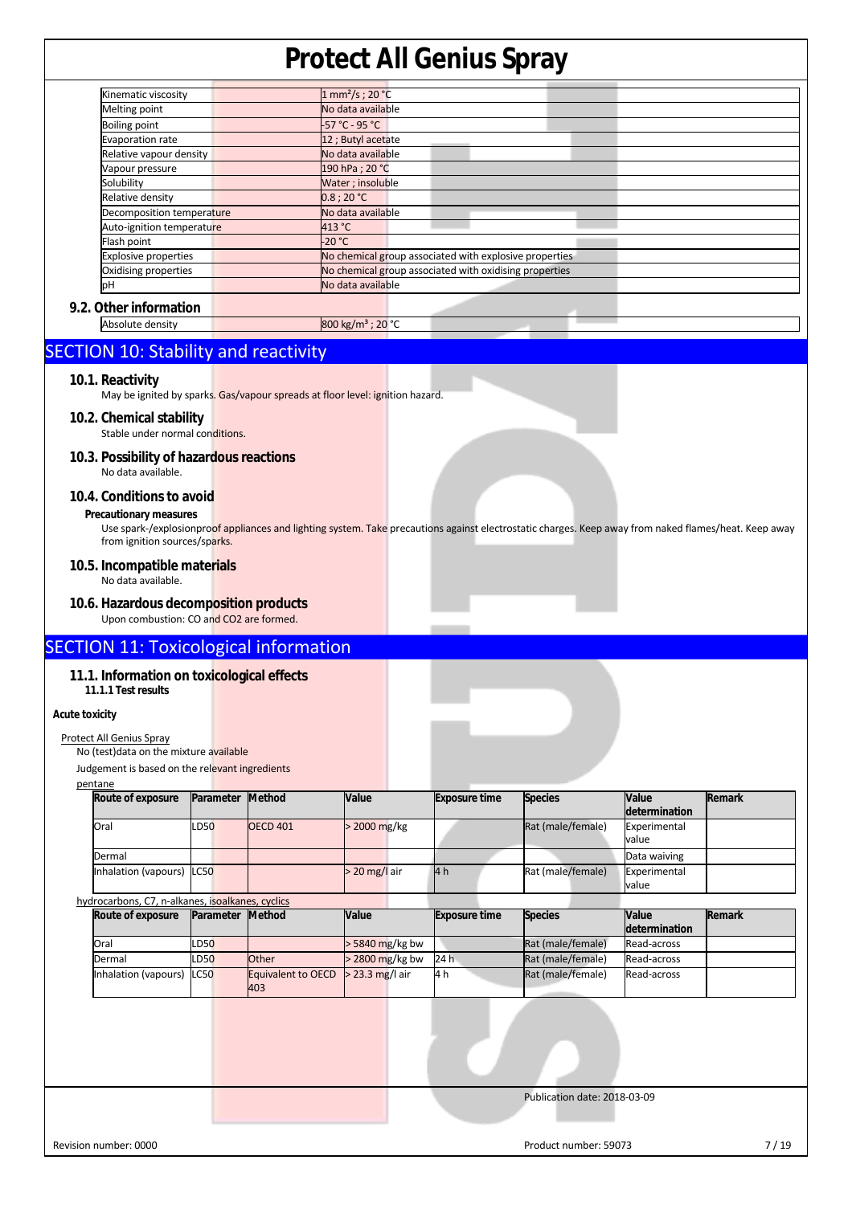| | |
|---|---|
| Kinematic viscosity | 1 mm²/s ; 20 °C |
| Melting point | No data available |
| Boiling point | -57 °C - 95 °C |
| Evaporation rate | 12 ; Butyl acetate |
| Relative vapour density | No data available |
| Vapour pressure | 190 hPa ; 20 °C |
| Solubility | Water ; insoluble |
| Relative density | 0.8 ; 20 °C |
| Decomposition temperature | No data available |
| Auto-ignition temperature | 413 °C |
| Flash point | -20 °C |
| Explosive properties | No chemical group associated with explosive properties |
| Oxidising properties | No chemical group associated with oxidising properties |
| pH | No data available |

### 9.2. Other information

| | |
|---|---|
| Absolute density | 800 kg/m³ ; 20 °C |

## SECTION 10: Stability and reactivity

### 10.1. Reactivity

May be ignited by sparks. Gas/vapour spreads at floor level: ignition hazard.

### 10.2. Chemical stability

Stable under normal conditions.

### 10.3. Possibility of hazardous reactions

No data available.

### 10.4. Conditions to avoid

**Precautionary measures**

Use spark-/explosionproof appliances and lighting system. Take precautions against electrostatic charges. Keep away from naked flames/heat. Keep away from ignition sources/sparks.

### 10.5. Incompatible materials

No data available.

### 10.6. Hazardous decomposition products

Upon combustion: CO and CO2 are formed.

## SECTION 11: Toxicological information

### 11.1. Information on toxicological effects

**11.1.1 Test results**

**Acute toxicity**

Protect All Genius Spray

No (test)data on the mixture available

Judgement is based on the relevant ingredients

pentane

| Route of exposure | Parameter | Method | Value | Exposure time | Species | Value determination | Remark |
|---|---|---|---|---|---|---|---|
| Oral | LD50 | OECD 401 | > 2000 mg/kg | | Rat (male/female) | Experimental value | |
| Dermal | | | | | | Data waiving | |
| Inhalation (vapours) | LC50 | | > 20 mg/l air | 4 h | Rat (male/female) | Experimental value | |

hydrocarbons, C7, n-alkanes, isoalkanes, cyclics

| Route of exposure | Parameter | Method | Value | Exposure time | Species | Value determination | Remark |
|---|---|---|---|---|---|---|---|
| Oral | LD50 | | > 5840 mg/kg bw | | Rat (male/female) | Read-across | |
| Dermal | LD50 | Other | > 2800 mg/kg bw | 24 h | Rat (male/female) | Read-across | |
| Inhalation (vapours) | LC50 | Equivalent to OECD 403 | > 23.3 mg/l air | 4 h | Rat (male/female) | Read-across | |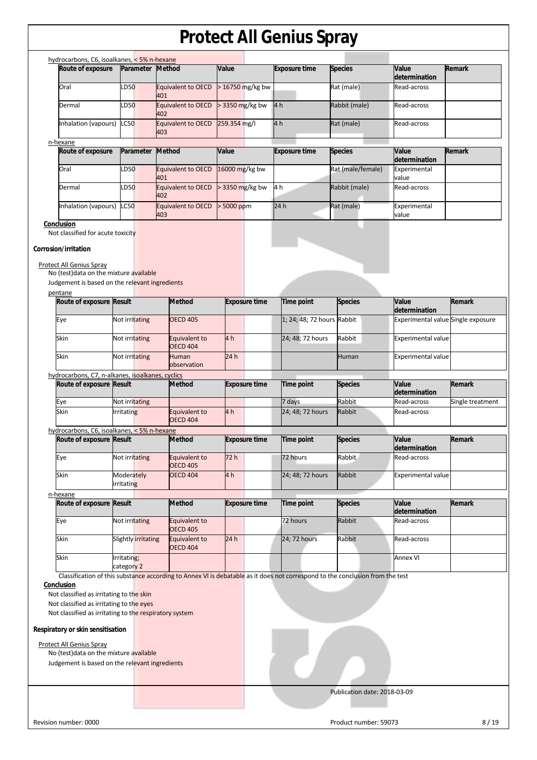hydrocarbons, C6, isoalkanes, < 5% n-hexane

| Route of exposure | Parameter | Method | Value | Exposure time | Species | Value determination | Remark |
|---|---|---|---|---|---|---|---|
| Oral | LD50 | Equivalent to OECD 401 | > 16750 mg/kg bw | | Rat (male) | Read-across | |
| Dermal | LD50 | Equivalent to OECD 402 | > 3350 mg/kg bw | 4 h | Rabbit (male) | Read-across | |
| Inhalation (vapours) | LC50 | Equivalent to OECD 403 | 259.354 mg/l | 4 h | Rat (male) | Read-across | |

n-hexane

| Route of exposure | Parameter | Method | Value | Exposure time | Species | Value determination | Remark |
|---|---|---|---|---|---|---|---|
| Oral | LD50 | Equivalent to OECD 401 | 16000 mg/kg bw | | Rat (male/female) | Experimental value | |
| Dermal | LD50 | Equivalent to OECD 402 | > 3350 mg/kg bw | 4 h | Rabbit (male) | Read-across | |
| Inhalation (vapours) | LC50 | Equivalent to OECD 403 | > 5000 ppm | 24 h | Rat (male) | Experimental value | |

**Conclusion**

Not classified for acute toxicity

**Corrosion/irritation**

Protect All Genius Spray

No (test)data on the mixture available

Judgement is based on the relevant ingredients

pentane

| Route of exposure | Result | Method | Exposure time | Time point | Species | Value determination | Remark |
|---|---|---|---|---|---|---|---|
| Eye | Not irritating | OECD 405 | | 1; 24; 48; 72 hours | Rabbit | Experimental value | Single exposure |
| Skin | Not irritating | Equivalent to OECD 404 | 4 h | 24; 48; 72 hours | Rabbit | Experimental value | |
| Skin | Not irritating | Human observation | 24 h | | Human | Experimental value | |

hydrocarbons, C7, n-alkanes, isoalkanes, cyclics

| Route of exposure | Result | Method | Exposure time | Time point | Species | Value determination | Remark |
|---|---|---|---|---|---|---|---|
| Eye | Not irritating | | | 7 days | Rabbit | Read-across | Single treatment |
| Skin | Irritating | Equivalent to OECD 404 | 4 h | 24; 48; 72 hours | Rabbit | Read-across | |

hydrocarbons, C6, isoalkanes, < 5% n-hexane

| Route of exposure | Result | Method | Exposure time | Time point | Species | Value determination | Remark |
|---|---|---|---|---|---|---|---|
| Eye | Not irritating | Equivalent to OECD 405 | 72 h | 72 hours | Rabbit | Read-across | |
| Skin | Moderately irritating | OECD 404 | 4 h | 24; 48; 72 hours | Rabbit | Experimental value | |

n-hexane

| Route of exposure | Result | Method | Exposure time | Time point | Species | Value determination | Remark |
|---|---|---|---|---|---|---|---|
| Eye | Not irritating | Equivalent to OECD 405 | | 72 hours | Rabbit | Read-across | |
| Skin | Slightly irritating | Equivalent to OECD 404 | 24 h | 24; 72 hours | Rabbit | Read-across | |
| Skin | Irritating; category 2 | | | | | Annex VI | |

Classification of this substance according to Annex VI is debatable as it does not correspond to the conclusion from the test

**Conclusion**

Not classified as irritating to the skin

Not classified as irritating to the eyes

Not classified as irritating to the respiratory system

**Respiratory or skin sensitisation**

Protect All Genius Spray

No (test)data on the mixture available

Judgement is based on the relevant ingredients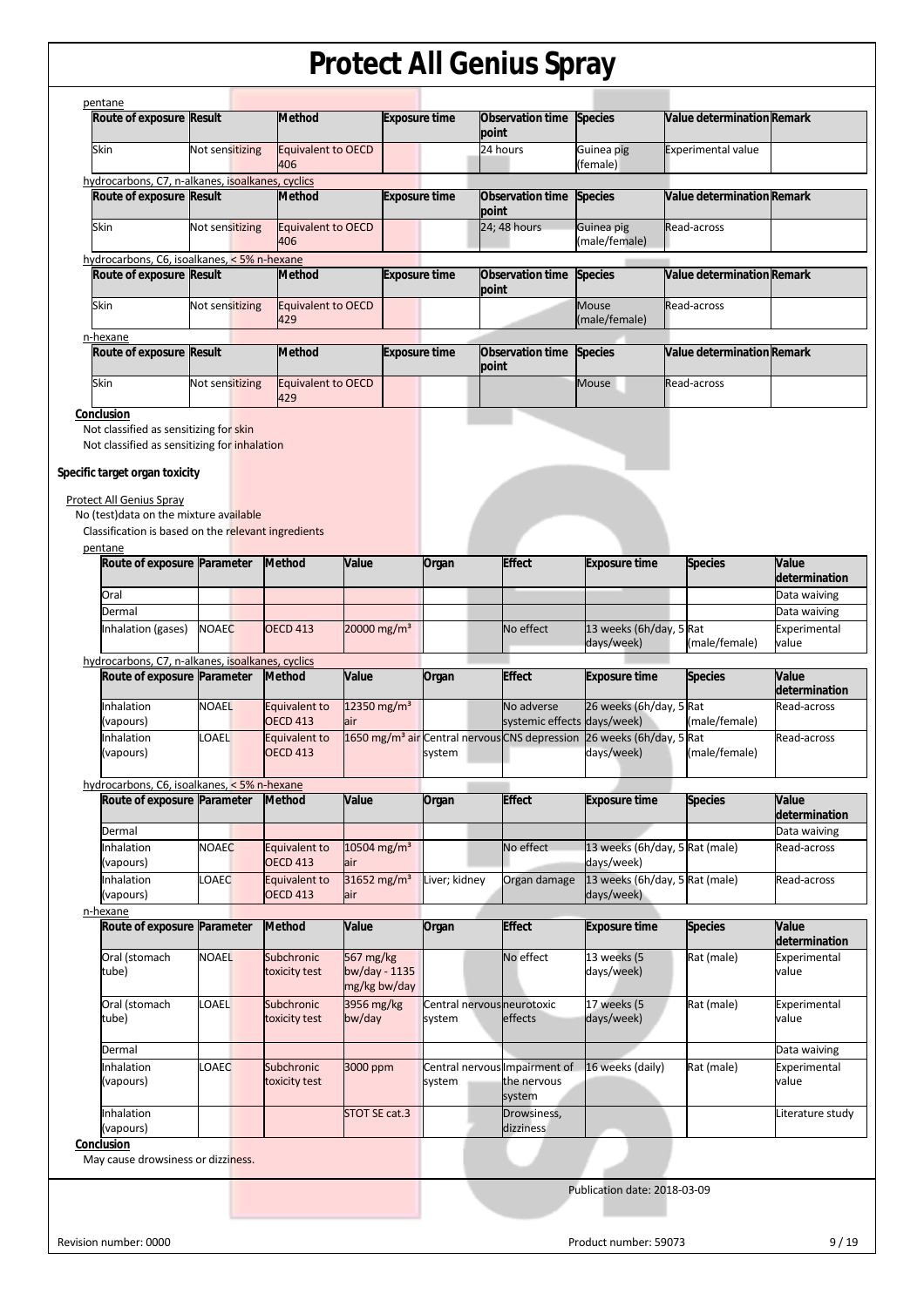pentane

| Route of exposure | Result | Method | Exposure time | Observation time point | Species | Value determination | Remark |
|---|---|---|---|---|---|---|---|
| Skin | Not sensitizing | Equivalent to OECD 406 | | 24 hours | Guinea pig (female) | Experimental value | |

hydrocarbons, C7, n-alkanes, isoalkanes, cyclics

| Route of exposure | Result | Method | Exposure time | Observation time point | Species | Value determination | Remark |
|---|---|---|---|---|---|---|---|
| Skin | Not sensitizing | Equivalent to OECD 406 | | 24; 48 hours | Guinea pig (male/female) | Read-across | |

hydrocarbons, C6, isoalkanes, < 5% n-hexane

| Route of exposure | Result | Method | Exposure time | Observation time point | Species | Value determination | Remark |
|---|---|---|---|---|---|---|---|
| Skin | Not sensitizing | Equivalent to OECD 429 | | | Mouse (male/female) | Read-across | |

n-hexane

| Route of exposure | Result | Method | Exposure time | Observation time point | Species | Value determination | Remark |
|---|---|---|---|---|---|---|---|
| Skin | Not sensitizing | Equivalent to OECD 429 | | | Mouse | Read-across | |

**Conclusion**

Not classified as sensitizing for skin

Not classified as sensitizing for inhalation

**Specific target organ toxicity**

Protect All Genius Spray

No (test)data on the mixture available

Classification is based on the relevant ingredients

pentane

| Route of exposure | Parameter | Method | Value | Organ | Effect | Exposure time | Species | Value determination |
|---|---|---|---|---|---|---|---|---|
| Oral | | | | | | | | Data waiving |
| Dermal | | | | | | | | Data waiving |
| Inhalation (gases) | NOAEC | OECD 413 | 20000 mg/m³ | | No effect | 13 weeks (6h/day, 5 days/week) | Rat (male/female) | Experimental value |

hydrocarbons, C7, n-alkanes, isoalkanes, cyclics

| Route of exposure | Parameter | Method | Value | Organ | Effect | Exposure time | Species | Value determination |
|---|---|---|---|---|---|---|---|---|
| Inhalation (vapours) | NOAEL | Equivalent to OECD 413 | 12350 mg/m³ air | | No adverse systemic effects | 26 weeks (6h/day, 5 days/week) | Rat (male/female) | Read-across |
| Inhalation (vapours) | LOAEL | Equivalent to OECD 413 | 1650 mg/m³ air | Central nervous system | CNS depression | 26 weeks (6h/day, 5 days/week) | Rat (male/female) | Read-across |

hydrocarbons, C6, isoalkanes, < 5% n-hexane

| Route of exposure | Parameter | Method | Value | Organ | Effect | Exposure time | Species | Value determination |
|---|---|---|---|---|---|---|---|---|
| Dermal | | | | | | | | Data waiving |
| Inhalation (vapours) | NOAEC | Equivalent to OECD 413 | 10504 mg/m³ air | | No effect | 13 weeks (6h/day, 5 days/week) | Rat (male) | Read-across |
| Inhalation (vapours) | LOAEC | Equivalent to OECD 413 | 31652 mg/m³ air | Liver; kidney | Organ damage | 13 weeks (6h/day, 5 days/week) | Rat (male) | Read-across |

n-hexane

| Route of exposure | Parameter | Method | Value | Organ | Effect | Exposure time | Species | Value determination |
|---|---|---|---|---|---|---|---|---|
| Oral (stomach tube) | NOAEL | Subchronic toxicity test | 567 mg/kg bw/day - 1135 mg/kg bw/day | | No effect | 13 weeks (5 days/week) | Rat (male) | Experimental value |
| Oral (stomach tube) | LOAEL | Subchronic toxicity test | 3956 mg/kg bw/day | Central nervous system | neurotoxic effects | 17 weeks (5 days/week) | Rat (male) | Experimental value |
| Dermal | | | | | | | | Data waiving |
| Inhalation (vapours) | LOAEC | Subchronic toxicity test | 3000 ppm | Central nervous system | Impairment of the nervous system | 16 weeks (daily) | Rat (male) | Experimental value |
| Inhalation (vapours) | | | STOT SE cat.3 | | Drowsiness, dizziness | | | Literature study |

**Conclusion**

May cause drowsiness or dizziness.

Publication date: 2018-03-09

Revision number: 0000

Product number: 59073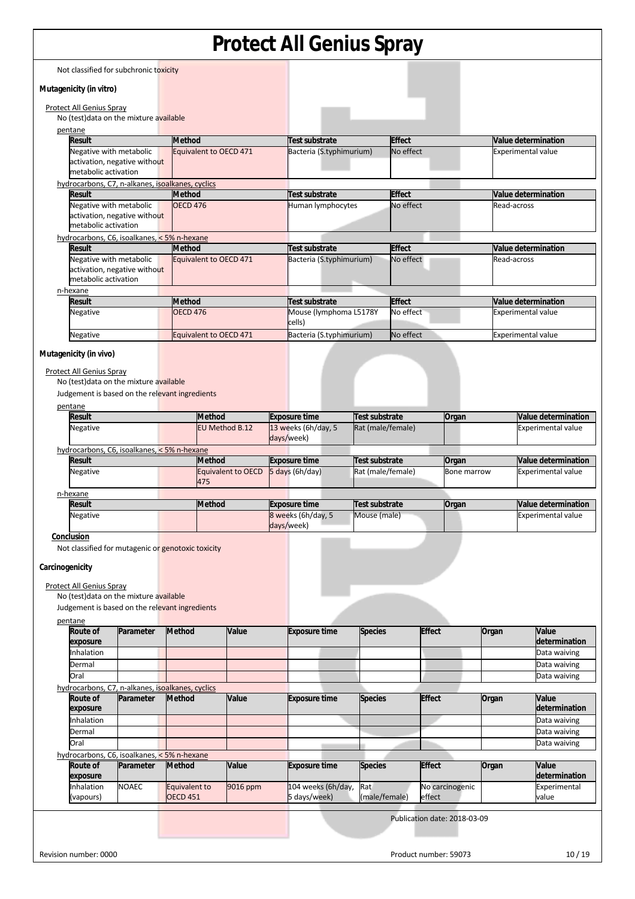Not classified for subchronic toxicity

**Mutagenicity (in vitro)**

Protect All Genius Spray

No (test)data on the mixture available

pentane

| Result | Method | Test substrate | Effect | Value determination |
|---|---|---|---|---|
| Negative with metabolic activation, negative without metabolic activation | Equivalent to OECD 471 | Bacteria (S.typhimurium) | No effect | Experimental value |

hydrocarbons, C7, n-alkanes, isoalkanes, cyclics

| Result | Method | Test substrate | Effect | Value determination |
|---|---|---|---|---|
| Negative with metabolic activation, negative without metabolic activation | OECD 476 | Human lymphocytes | No effect | Read-across |

hydrocarbons, C6, isoalkanes, < 5% n-hexane

| Result | Method | Test substrate | Effect | Value determination |
|---|---|---|---|---|
| Negative with metabolic activation, negative without metabolic activation | Equivalent to OECD 471 | Bacteria (S.typhimurium) | No effect | Read-across |

n-hexane

| Result | Method | Test substrate | Effect | Value determination |
|---|---|---|---|---|
| Negative | OECD 476 | Mouse (lymphoma L5178Y cells) | No effect | Experimental value |
| Negative | Equivalent to OECD 471 | Bacteria (S.typhimurium) | No effect | Experimental value |

**Mutagenicity (in vivo)**

Protect All Genius Spray

No (test)data on the mixture available

Judgement is based on the relevant ingredients

pentane

| Result | Method | Exposure time | Test substrate | Organ | Value determination |
|---|---|---|---|---|---|
| Negative | EU Method B.12 | 13 weeks (6h/day, 5 days/week) | Rat (male/female) | | Experimental value |

hydrocarbons, C6, isoalkanes, < 5% n-hexane

| Result | Method | Exposure time | Test substrate | Organ | Value determination |
|---|---|---|---|---|---|
| Negative | Equivalent to OECD 475 | 5 days (6h/day) | Rat (male/female) | Bone marrow | Experimental value |

n-hexane

| Result | Method | Exposure time | Test substrate | Organ | Value determination |
|---|---|---|---|---|---|
| Negative | | 8 weeks (6h/day, 5 days/week) | Mouse (male) | | Experimental value |

**Conclusion**

Not classified for mutagenic or genotoxic toxicity

**Carcinogenicity**

Protect All Genius Spray

No (test)data on the mixture available

Judgement is based on the relevant ingredients

pentane

| Route of exposure | Parameter | Method | Value | Exposure time | Species | Effect | Organ | Value determination |
|---|---|---|---|---|---|---|---|---|
| Inhalation | | | | | | | | Data waiving |
| Dermal | | | | | | | | Data waiving |
| Oral | | | | | | | | Data waiving |

hydrocarbons, C7, n-alkanes, isoalkanes, cyclics

| Route of exposure | Parameter | Method | Value | Exposure time | Species | Effect | Organ | Value determination |
|---|---|---|---|---|---|---|---|---|
| Inhalation | | | | | | | | Data waiving |
| Dermal | | | | | | | | Data waiving |
| Oral | | | | | | | | Data waiving |

hydrocarbons, C6, isoalkanes, < 5% n-hexane

| Route of exposure | Parameter | Method | Value | Exposure time | Species | Effect | Organ | Value determination |
|---|---|---|---|---|---|---|---|---|
| Inhalation (vapours) | NOAEC | Equivalent to OECD 451 | 9016 ppm | 104 weeks (6h/day, 5 days/week) | Rat (male/female) | No carcinogenic effect | | Experimental value |

Publication date: 2018-03-09

Revision number: 0000

Product number: 59073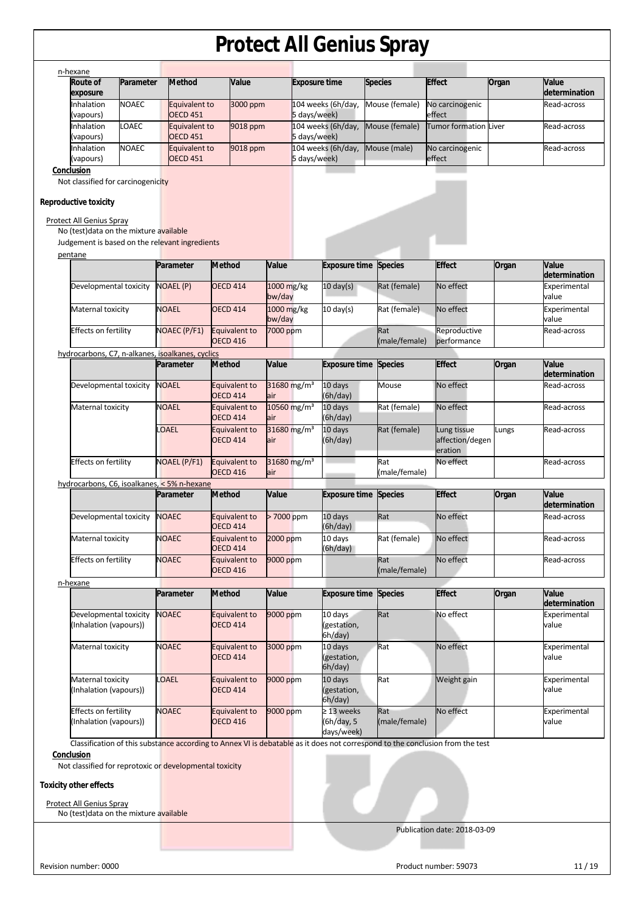n-hexane

| Route of exposure | Parameter | Method | Value | Exposure time | Species | Effect | Organ | Value determination |
|---|---|---|---|---|---|---|---|---|
| Inhalation (vapours) | NOAEC | Equivalent to OECD 451 | 3000 ppm | 104 weeks (6h/day, 5 days/week) | Mouse (female) | No carcinogenic effect | | Read-across |
| Inhalation (vapours) | LOAEC | Equivalent to OECD 451 | 9018 ppm | 104 weeks (6h/day, 5 days/week) | Mouse (female) | Tumor formation | Liver | Read-across |
| Inhalation (vapours) | NOAEC | Equivalent to OECD 451 | 9018 ppm | 104 weeks (6h/day, 5 days/week) | Mouse (male) | No carcinogenic effect | | Read-across |

**Conclusion**

Not classified for carcinogenicity

**Reproductive toxicity**

Protect All Genius Spray

No (test)data on the mixture available

Judgement is based on the relevant ingredients

pentane

| | Parameter | Method | Value | Exposure time | Species | Effect | Organ | Value determination |
|---|---|---|---|---|---|---|---|---|
| Developmental toxicity | NOAEL (P) | OECD 414 | 1000 mg/kg bw/day | 10 day(s) | Rat (female) | No effect | | Experimental value |
| Maternal toxicity | NOAEL | OECD 414 | 1000 mg/kg bw/day | 10 day(s) | Rat (female) | No effect | | Experimental value |
| Effects on fertility | NOAEC (P/F1) | Equivalent to OECD 416 | 7000 ppm | | Rat (male/female) | Reproductive performance | | Read-across |

hydrocarbons, C7, n-alkanes, isoalkanes, cyclics

| | Parameter | Method | Value | Exposure time | Species | Effect | Organ | Value determination |
|---|---|---|---|---|---|---|---|---|
| Developmental toxicity | NOAEL | Equivalent to OECD 414 | 31680 mg/m³ air | 10 days (6h/day) | Mouse | No effect | | Read-across |
| Maternal toxicity | NOAEL | Equivalent to OECD 414 | 10560 mg/m³ air | 10 days (6h/day) | Rat (female) | No effect | | Read-across |
| | LOAEL | Equivalent to OECD 414 | 31680 mg/m³ air | 10 days (6h/day) | Rat (female) | Lung tissue affection/degeneration | Lungs | Read-across |
| Effects on fertility | NOAEL (P/F1) | Equivalent to OECD 416 | 31680 mg/m³ air | | Rat (male/female) | No effect | | Read-across |

hydrocarbons, C6, isoalkanes, < 5% n-hexane

| | Parameter | Method | Value | Exposure time | Species | Effect | Organ | Value determination |
|---|---|---|---|---|---|---|---|---|
| Developmental toxicity | NOAEC | Equivalent to OECD 414 | > 7000 ppm | 10 days (6h/day) | Rat | No effect | | Read-across |
| Maternal toxicity | NOAEC | Equivalent to OECD 414 | 2000 ppm | 10 days (6h/day) | Rat (female) | No effect | | Read-across |
| Effects on fertility | NOAEC | Equivalent to OECD 416 | 9000 ppm | | Rat (male/female) | No effect | | Read-across |

n-hexane

| | Parameter | Method | Value | Exposure time | Species | Effect | Organ | Value determination |
|---|---|---|---|---|---|---|---|---|
| Developmental toxicity (Inhalation (vapours)) | NOAEC | Equivalent to OECD 414 | 9000 ppm | 10 days (gestation, 6h/day) | Rat | No effect | | Experimental value |
| Maternal toxicity | NOAEC | Equivalent to OECD 414 | 3000 ppm | 10 days (gestation, 6h/day) | Rat | No effect | | Experimental value |
| Maternal toxicity (Inhalation (vapours)) | LOAEL | Equivalent to OECD 414 | 9000 ppm | 10 days (gestation, 6h/day) | Rat | Weight gain | | Experimental value |
| Effects on fertility (Inhalation (vapours)) | NOAEC | Equivalent to OECD 416 | 9000 ppm | ≥ 13 weeks (6h/day, 5 days/week) | Rat (male/female) | No effect | | Experimental value |

Classification of this substance according to Annex VI is debatable as it does not correspond to the conclusion from the test

**Conclusion**

Not classified for reprotoxic or developmental toxicity

**Toxicity other effects**

Protect All Genius Spray

No (test)data on the mixture available

Publication date: 2018-03-09

Revision number: 0000 Product number: 59073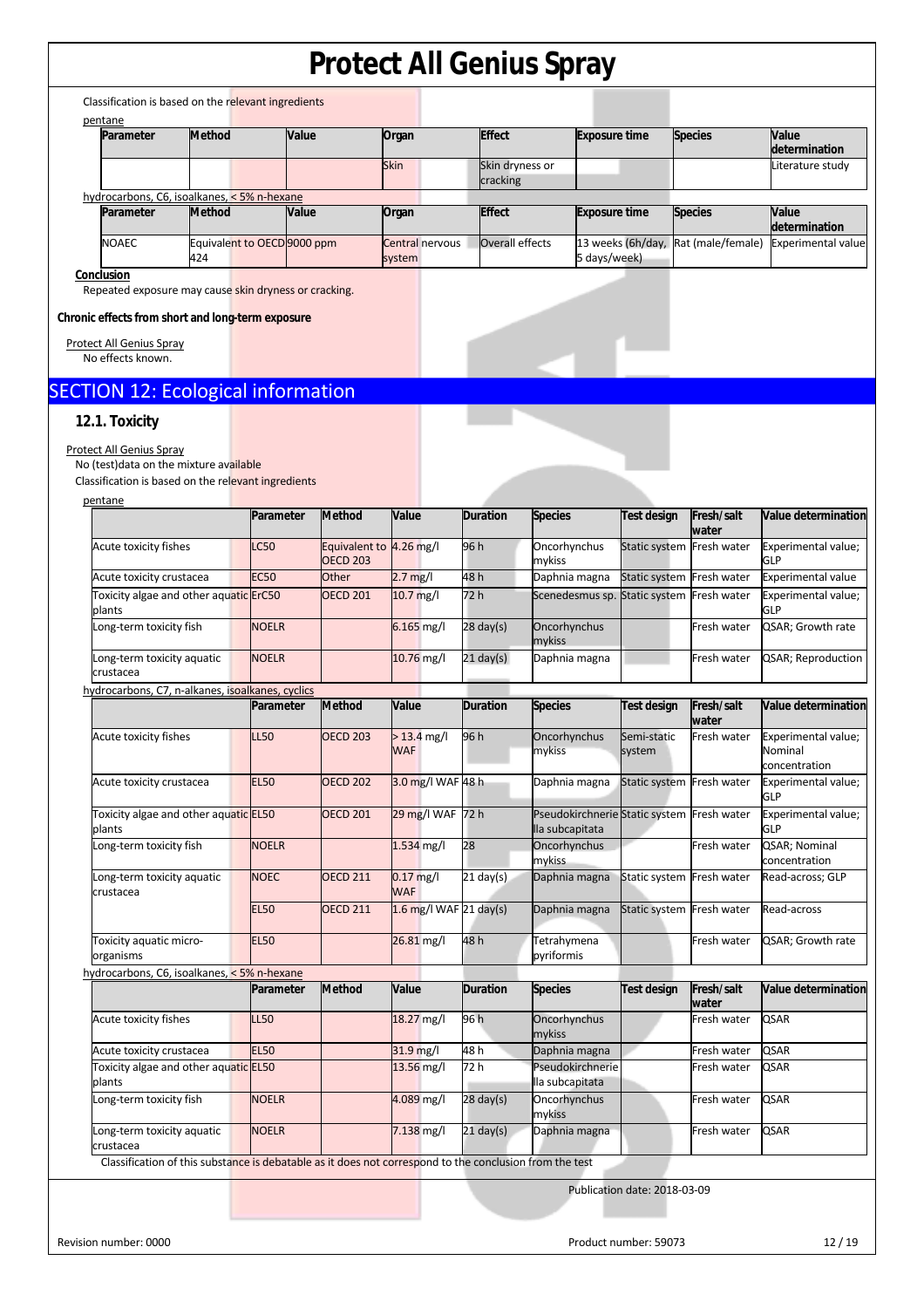Classification is based on the relevant ingredients

pentane

| Parameter | Method | Value | Organ | Effect | Exposure time | Species | Value determination |
|---|---|---|---|---|---|---|---|
| | | | Skin | Skin dryness or cracking | | | Literature study |

hydrocarbons, C6, isoalkanes, < 5% n-hexane

| Parameter | Method | Value | Organ | Effect | Exposure time | Species | Value determination |
|---|---|---|---|---|---|---|---|
| NOAEC | Equivalent to OECD 424 | 9000 ppm | Central nervous system | Overall effects | 13 weeks (6h/day, 5 days/week) | Rat (male/female) | Experimental value |

**Conclusion**

Repeated exposure may cause skin dryness or cracking.

**Chronic effects from short and long-term exposure**

Protect All Genius Spray

No effects known.

## SECTION 12: Ecological information

### 12.1. Toxicity

Protect All Genius Spray

No (test)data on the mixture available

Classification is based on the relevant ingredients

pentane

| | Parameter | Method | Value | Duration | Species | Test design | Fresh/salt water | Value determination |
|---|---|---|---|---|---|---|---|---|
| Acute toxicity fishes | LC50 | Equivalent to OECD 203 | 4.26 mg/l | 96 h | Oncorhynchus mykiss | Static system | Fresh water | Experimental value; GLP |
| Acute toxicity crustacea | EC50 | Other | 2.7 mg/l | 48 h | Daphnia magna | Static system | Fresh water | Experimental value |
| Toxicity algae and other aquatic plants | ErC50 | OECD 201 | 10.7 mg/l | 72 h | Scenedesmus sp. | Static system | Fresh water | Experimental value; GLP |
| Long-term toxicity fish | NOELR | | 6.165 mg/l | 28 day(s) | Oncorhynchus mykiss | | Fresh water | QSAR; Growth rate |
| Long-term toxicity aquatic crustacea | NOELR | | 10.76 mg/l | 21 day(s) | Daphnia magna | | Fresh water | QSAR; Reproduction |

hydrocarbons, C7, n-alkanes, isoalkanes, cyclics

| | Parameter | Method | Value | Duration | Species | Test design | Fresh/salt water | Value determination |
|---|---|---|---|---|---|---|---|---|
| Acute toxicity fishes | LL50 | OECD 203 | > 13.4 mg/l WAF | 96 h | Oncorhynchus mykiss | Semi-static system | Fresh water | Experimental value; Nominal concentration |
| Acute toxicity crustacea | EL50 | OECD 202 | 3.0 mg/l WAF | 48 h | Daphnia magna | Static system | Fresh water | Experimental value; GLP |
| Toxicity algae and other aquatic plants | EL50 | OECD 201 | 29 mg/l WAF | 72 h | Pseudokirchneriella subcapitata | Static system | Fresh water | Experimental value; GLP |
| Long-term toxicity fish | NOELR | | 1.534 mg/l | 28 | Oncorhynchus mykiss | | Fresh water | QSAR; Nominal concentration |
| Long-term toxicity aquatic crustacea | NOEC | OECD 211 | 0.17 mg/l WAF | 21 day(s) | Daphnia magna | Static system | Fresh water | Read-across; GLP |
| | EL50 | OECD 211 | 1.6 mg/l WAF | 21 day(s) | Daphnia magna | Static system | Fresh water | Read-across |
| Toxicity aquatic micro-organisms | EL50 | | 26.81 mg/l | 48 h | Tetrahymena pyriformis | | Fresh water | QSAR; Growth rate |

hydrocarbons, C6, isoalkanes, < 5% n-hexane

| | Parameter | Method | Value | Duration | Species | Test design | Fresh/salt water | Value determination |
|---|---|---|---|---|---|---|---|---|
| Acute toxicity fishes | LL50 | | 18.27 mg/l | 96 h | Oncorhynchus mykiss | | Fresh water | QSAR |
| Acute toxicity crustacea | EL50 | | 31.9 mg/l | 48 h | Daphnia magna | | Fresh water | QSAR |
| Toxicity algae and other aquatic plants | EL50 | | 13.56 mg/l | 72 h | Pseudokirchneriella subcapitata | | Fresh water | QSAR |
| Long-term toxicity fish | NOELR | | 4.089 mg/l | 28 day(s) | Oncorhynchus mykiss | | Fresh water | QSAR |
| Long-term toxicity aquatic crustacea | NOELR | | 7.138 mg/l | 21 day(s) | Daphnia magna | | Fresh water | QSAR |

Classification of this substance is debatable as it does not correspond to the conclusion from the test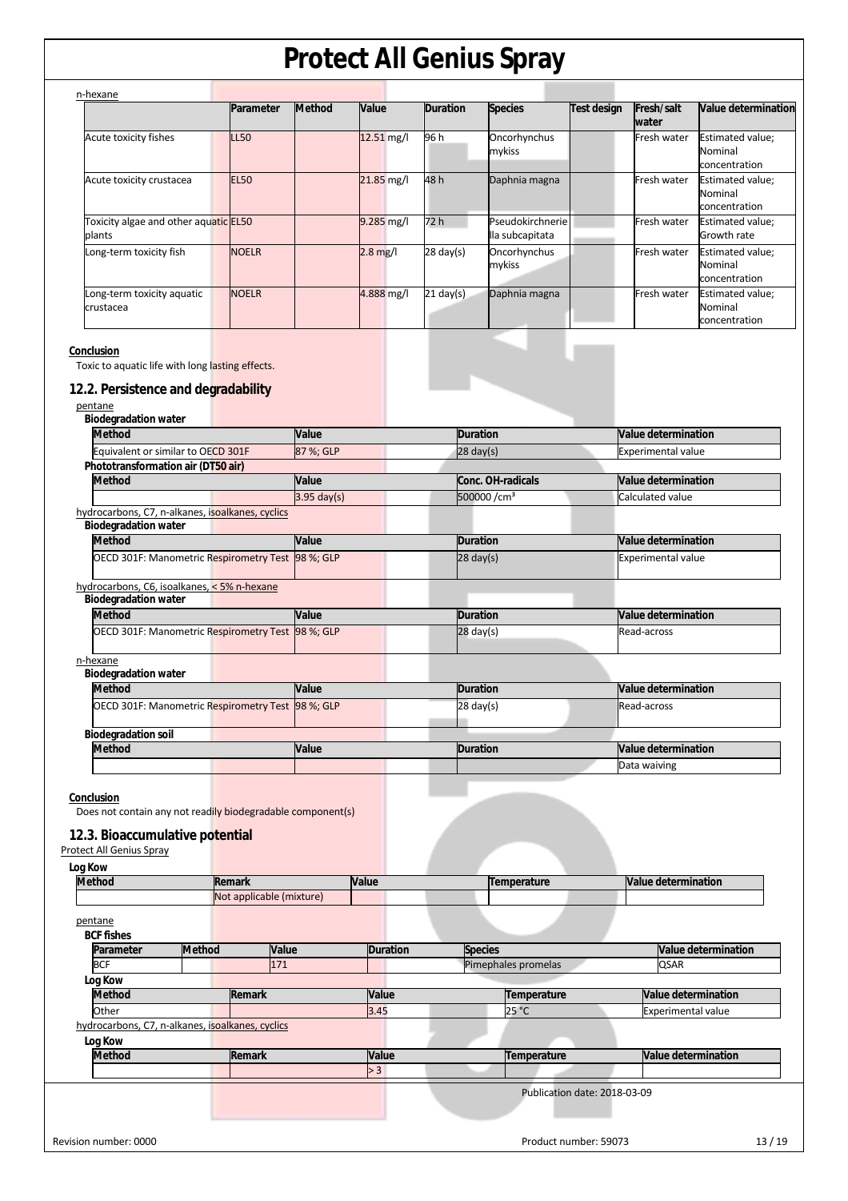n-hexane

| | Parameter | Method | Value | Duration | Species | Test design | Fresh/salt water | Value determination |
|---|---|---|---|---|---|---|---|---|
| Acute toxicity fishes | LL50 | | 12.51 mg/l | 96 h | Oncorhynchus mykiss | | Fresh water | Estimated value; Nominal concentration |
| Acute toxicity crustacea | EL50 | | 21.85 mg/l | 48 h | Daphnia magna | | Fresh water | Estimated value; Nominal concentration |
| Toxicity algae and other aquatic plants | EL50 | | 9.285 mg/l | 72 h | Pseudokirchneriella subcapitata | | Fresh water | Estimated value; Growth rate |
| Long-term toxicity fish | NOELR | | 2.8 mg/l | 28 day(s) | Oncorhynchus mykiss | | Fresh water | Estimated value; Nominal concentration |
| Long-term toxicity aquatic crustacea | NOELR | | 4.888 mg/l | 21 day(s) | Daphnia magna | | Fresh water | Estimated value; Nominal concentration |

**Conclusion**

Toxic to aquatic life with long lasting effects.

## 12.2. Persistence and degradability

pentane

**Biodegradation water**

| Method | Value | Duration | Value determination |
|---|---|---|---|
| Equivalent or similar to OECD 301F | 87 %; GLP | 28 day(s) | Experimental value |

**Phototransformation air (DT50 air)**

| Method | Value | Conc. OH-radicals | Value determination |
|---|---|---|---|
| | 3.95 day(s) | 500000 /cm³ | Calculated value |

hydrocarbons, C7, n-alkanes, isoalkanes, cyclics

**Biodegradation water**

| Method | Value | Duration | Value determination |
|---|---|---|---|
| OECD 301F: Manometric Respirometry Test | 98 %; GLP | 28 day(s) | Experimental value |

hydrocarbons, C6, isoalkanes, < 5% n-hexane

**Biodegradation water**

| Method | Value | Duration | Value determination |
|---|---|---|---|
| OECD 301F: Manometric Respirometry Test | 98 %; GLP | 28 day(s) | Read-across |

n-hexane

**Biodegradation water**

| Method | Value | Duration | Value determination |
|---|---|---|---|
| OECD 301F: Manometric Respirometry Test | 98 %; GLP | 28 day(s) | Read-across |

**Biodegradation soil**

| Method | Value | Duration | Value determination |
|---|---|---|---|
| | | | Data waiving |

**Conclusion**

Does not contain any not readily biodegradable component(s)

## 12.3. Bioaccumulative potential

Protect All Genius Spray

**Log Kow**

| Method | Remark | Value | Temperature | Value determination |
|---|---|---|---|---|
| | Not applicable (mixture) | | | |

pentane

**BCF fishes**

| Parameter | Method | Value | Duration | Species | Value determination |
|---|---|---|---|---|---|
| BCF | | 171 | | Pimephales promelas | QSAR |

**Log Kow**

| Method | Remark | Value | Temperature | Value determination |
|---|---|---|---|---|
| Other | | 3.45 | 25 °C | Experimental value |

hydrocarbons, C7, n-alkanes, isoalkanes, cyclics

**Log Kow**

| Method | Remark | Value | Temperature | Value determination |
|---|---|---|---|---|
| | | > 3 | | |

Publication date: 2018-03-09

Revision number: 0000

Product number: 59073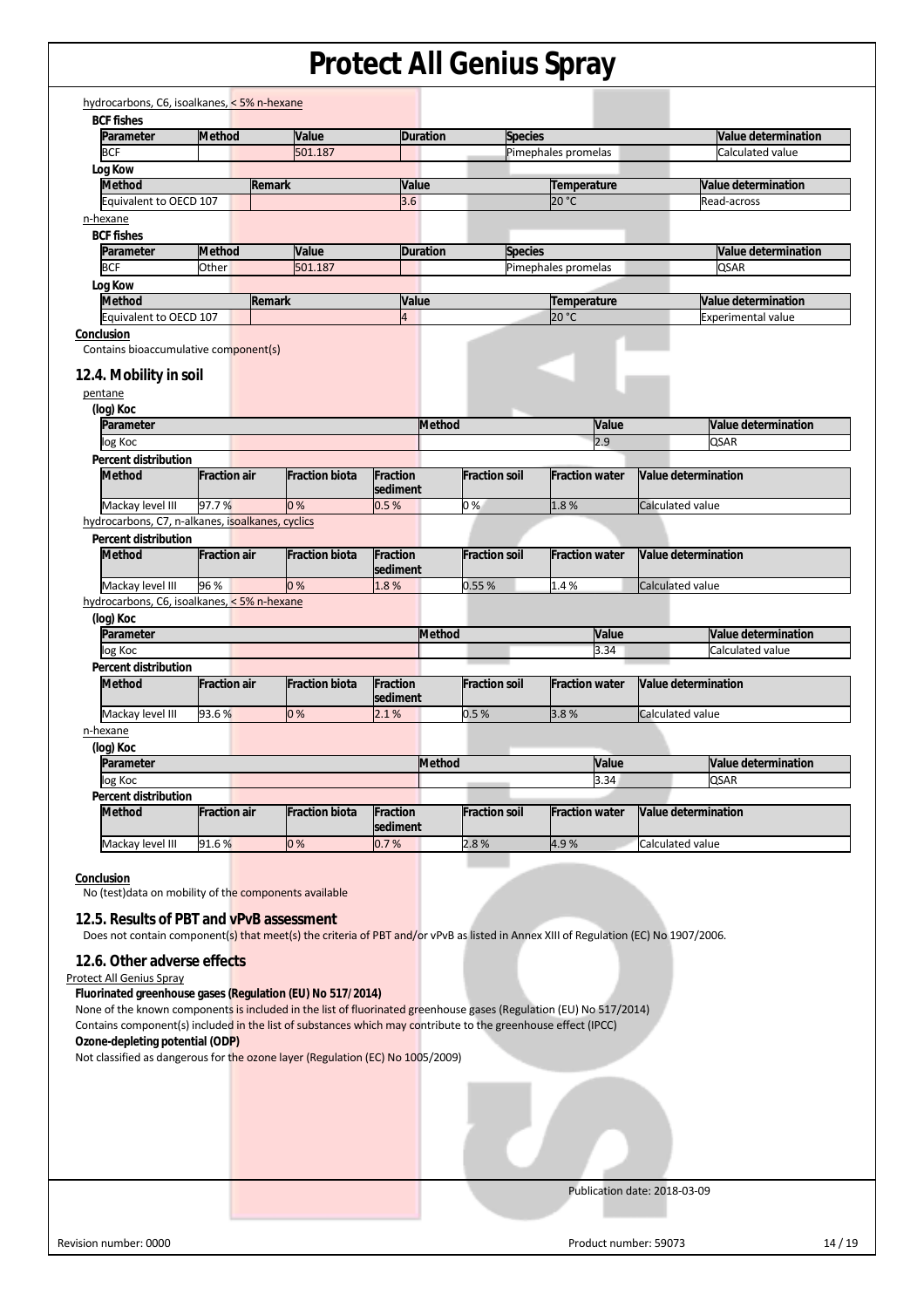hydrocarbons, C6, isoalkanes, < 5% n-hexane

**BCF fishes**

| Parameter | Method | Value | Duration | Species | Value determination |
|---|---|---|---|---|---|
| BCF | | 501.187 | | Pimephales promelas | Calculated value |

**Log Kow**

| Method | Remark | Value | Temperature | Value determination |
|---|---|---|---|---|
| Equivalent to OECD 107 | | 3.6 | 20 °C | Read-across |

n-hexane

**BCF fishes**

| Parameter | Method | Value | Duration | Species | Value determination |
|---|---|---|---|---|---|
| BCF | Other | 501.187 | | Pimephales promelas | QSAR |

**Log Kow**

| Method | Remark | Value | Temperature | Value determination |
|---|---|---|---|---|
| Equivalent to OECD 107 | | 4 | 20 °C | Experimental value |

**Conclusion**

Contains bioaccumulative component(s)

## 12.4. Mobility in soil

pentane

**(log) Koc**

| Parameter | Method | Value | Value determination |
|---|---|---|---|
| log Koc | | 2.9 | QSAR |

**Percent distribution**

| Method | Fraction air | Fraction biota | Fraction sediment | Fraction soil | Fraction water | Value determination |
|---|---|---|---|---|---|---|
| Mackay level III | 97.7 % | 0 % | 0.5 % | 0 % | 1.8 % | Calculated value |

hydrocarbons, C7, n-alkanes, isoalkanes, cyclics

**Percent distribution**

| Method | Fraction air | Fraction biota | Fraction sediment | Fraction soil | Fraction water | Value determination |
|---|---|---|---|---|---|---|
| Mackay level III | 96 % | 0 % | 1.8 % | 0.55 % | 1.4 % | Calculated value |

hydrocarbons, C6, isoalkanes, < 5% n-hexane

**(log) Koc**

| Parameter | Method | Value | Value determination |
|---|---|---|---|
| log Koc | | 3.34 | Calculated value |

**Percent distribution**

| Method | Fraction air | Fraction biota | Fraction sediment | Fraction soil | Fraction water | Value determination |
|---|---|---|---|---|---|---|
| Mackay level III | 93.6 % | 0 % | 2.1 % | 0.5 % | 3.8 % | Calculated value |

n-hexane

**(log) Koc**

| Parameter | Method | Value | Value determination |
|---|---|---|---|
| log Koc | | 3.34 | QSAR |

**Percent distribution**

| Method | Fraction air | Fraction biota | Fraction sediment | Fraction soil | Fraction water | Value determination |
|---|---|---|---|---|---|---|
| Mackay level III | 91.6 % | 0 % | 0.7 % | 2.8 % | 4.9 % | Calculated value |

**Conclusion**

No (test)data on mobility of the components available

## 12.5. Results of PBT and vPvB assessment

Does not contain component(s) that meet(s) the criteria of PBT and/or vPvB as listed in Annex XIII of Regulation (EC) No 1907/2006.

## 12.6. Other adverse effects

Protect All Genius Spray

**Fluorinated greenhouse gases (Regulation (EU) No 517/2014)**

None of the known components is included in the list of fluorinated greenhouse gases (Regulation (EU) No 517/2014)

Contains component(s) included in the list of substances which may contribute to the greenhouse effect (IPCC)

**Ozone-depleting potential (ODP)**

Not classified as dangerous for the ozone layer (Regulation (EC) No 1005/2009)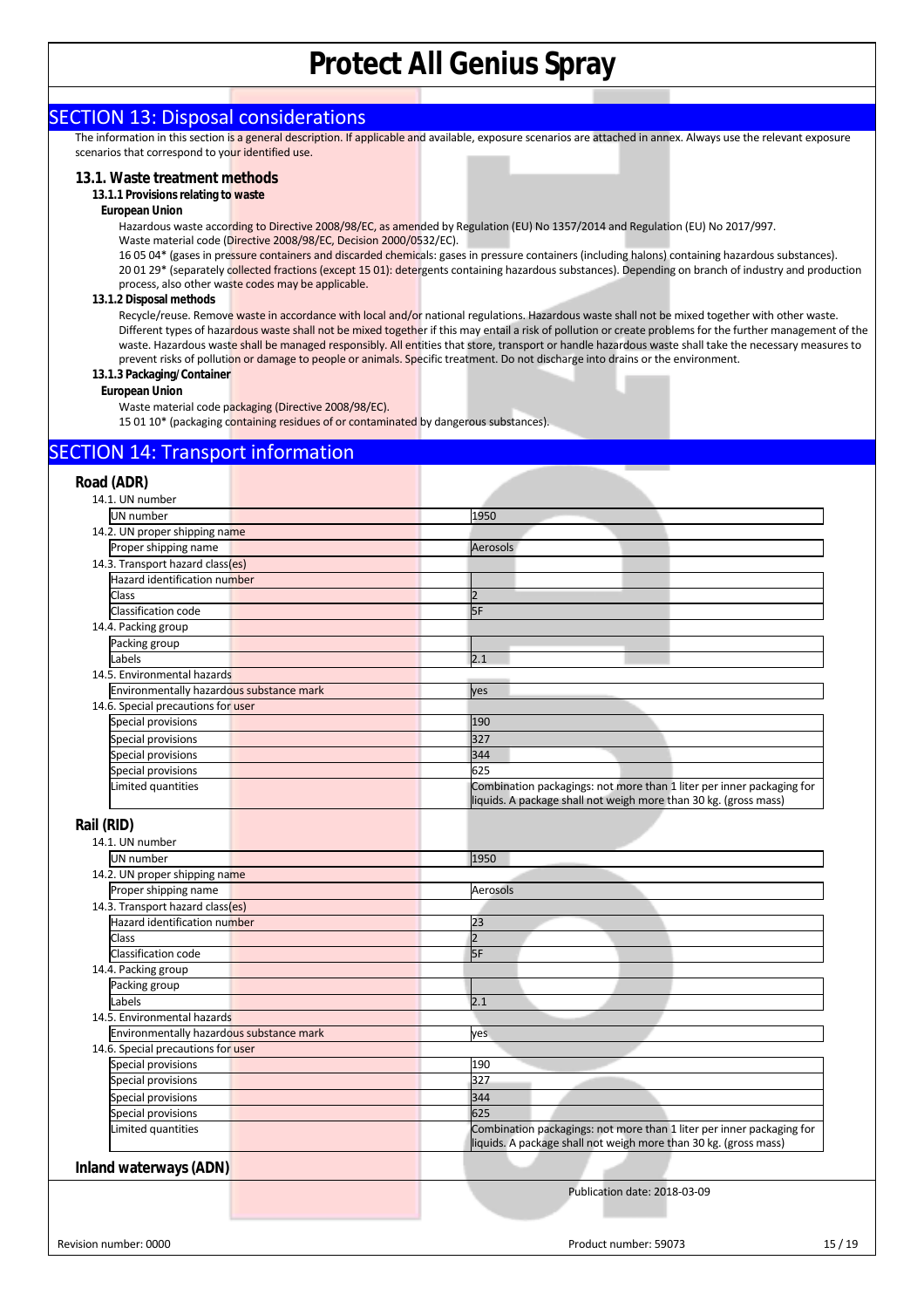# Protect All Genius Spray

## SECTION 13: Disposal considerations

The information in this section is a general description. If applicable and available, exposure scenarios are attached in annex. Always use the relevant exposure scenarios that correspond to your identified use.

### 13.1. Waste treatment methods

#### 13.1.1 Provisions relating to waste

**European Union**

Hazardous waste according to Directive 2008/98/EC, as amended by Regulation (EU) No 1357/2014 and Regulation (EU) No 2017/997.
Waste material code (Directive 2008/98/EC, Decision 2000/0532/EC).
16 05 04* (gases in pressure containers and discarded chemicals: gases in pressure containers (including halons) containing hazardous substances).
20 01 29* (separately collected fractions (except 15 01): detergents containing hazardous substances). Depending on branch of industry and production process, also other waste codes may be applicable.

#### 13.1.2 Disposal methods

Recycle/reuse. Remove waste in accordance with local and/or national regulations. Hazardous waste shall not be mixed together with other waste. Different types of hazardous waste shall not be mixed together if this may entail a risk of pollution or create problems for the further management of the waste. Hazardous waste shall be managed responsibly. All entities that store, transport or handle hazardous waste shall take the necessary measures to prevent risks of pollution or damage to people or animals. Specific treatment. Do not discharge into drains or the environment.

#### 13.1.3 Packaging/Container

**European Union**

Waste material code packaging (Directive 2008/98/EC).
15 01 10* (packaging containing residues of or contaminated by dangerous substances).

## SECTION 14: Transport information

### Road (ADR)

| | |
|---|---|
| **14.1. UN number** | |
| UN number | 1950 |
| **14.2. UN proper shipping name** | |
| Proper shipping name | Aerosols |
| **14.3. Transport hazard class(es)** | |
| Hazard identification number | |
| Class | 2 |
| Classification code | 5F |
| **14.4. Packing group** | |
| Packing group | |
| Labels | 2.1 |
| **14.5. Environmental hazards** | |
| Environmentally hazardous substance mark | yes |
| **14.6. Special precautions for user** | |
| Special provisions | 190 |
| Special provisions | 327 |
| Special provisions | 344 |
| Special provisions | 625 |
| Limited quantities | Combination packagings: not more than 1 liter per inner packaging for liquids. A package shall not weigh more than 30 kg. (gross mass) |

### Rail (RID)

| | |
|---|---|
| **14.1. UN number** | |
| UN number | 1950 |
| **14.2. UN proper shipping name** | |
| Proper shipping name | Aerosols |
| **14.3. Transport hazard class(es)** | |
| Hazard identification number | 23 |
| Class | 2 |
| Classification code | 5F |
| **14.4. Packing group** | |
| Packing group | |
| Labels | 2.1 |
| **14.5. Environmental hazards** | |
| Environmentally hazardous substance mark | yes |
| **14.6. Special precautions for user** | |
| Special provisions | 190 |
| Special provisions | 327 |
| Special provisions | 344 |
| Special provisions | 625 |
| Limited quantities | Combination packagings: not more than 1 liter per inner packaging for liquids. A package shall not weigh more than 30 kg. (gross mass) |

### Inland waterways (ADN)

Publication date: 2018-03-09

Revision number: 0000

Product number: 59073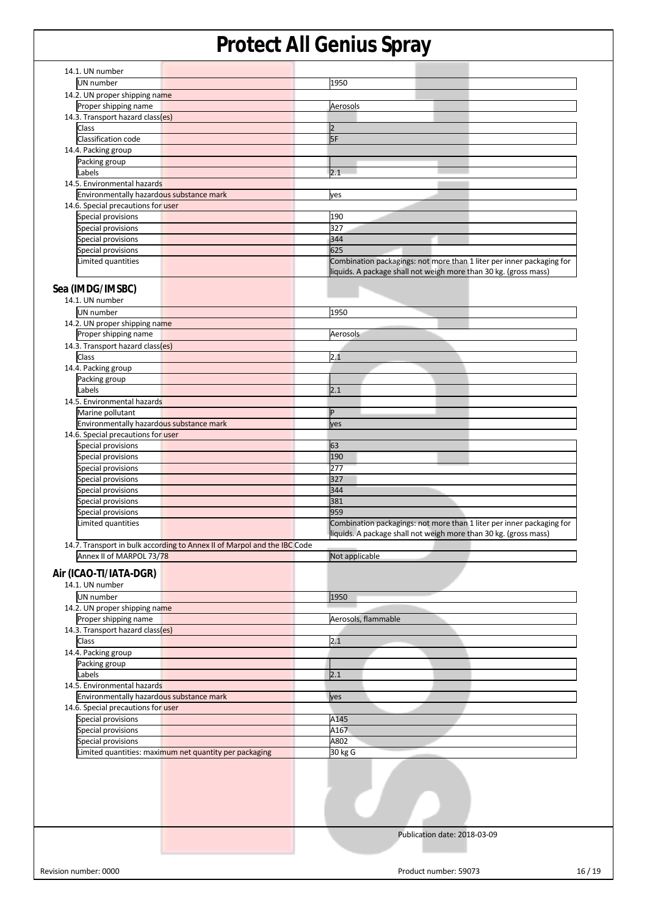14.1. UN number

| | |
|---|---|
| UN number | 1950 |

14.2. UN proper shipping name

| | |
|---|---|
| Proper shipping name | Aerosols |

14.3. Transport hazard class(es)

| | |
|---|---|
| Class | 2 |
| Classification code | 5F |

14.4. Packing group

| | |
|---|---|
| Packing group | |
| Labels | 2.1 |

14.5. Environmental hazards

| | |
|---|---|
| Environmentally hazardous substance mark | yes |

14.6. Special precautions for user

| | |
|---|---|
| Special provisions | 190 |
| Special provisions | 327 |
| Special provisions | 344 |
| Special provisions | 625 |
| Limited quantities | Combination packagings: not more than 1 liter per inner packaging for liquids. A package shall not weigh more than 30 kg. (gross mass) |

## Sea (IMDG/IMSBC)

14.1. UN number

| | |
|---|---|
| UN number | 1950 |

14.2. UN proper shipping name

| | |
|---|---|
| Proper shipping name | Aerosols |

14.3. Transport hazard class(es)

| | |
|---|---|
| Class | 2.1 |

14.4. Packing group

| | |
|---|---|
| Packing group | |
| Labels | 2.1 |

14.5. Environmental hazards

| | |
|---|---|
| Marine pollutant | P |
| Environmentally hazardous substance mark | yes |

14.6. Special precautions for user

| | |
|---|---|
| Special provisions | 63 |
| Special provisions | 190 |
| Special provisions | 277 |
| Special provisions | 327 |
| Special provisions | 344 |
| Special provisions | 381 |
| Special provisions | 959 |
| Limited quantities | Combination packagings: not more than 1 liter per inner packaging for liquids. A package shall not weigh more than 30 kg. (gross mass) |

14.7. Transport in bulk according to Annex II of Marpol and the IBC Code

| | |
|---|---|
| Annex II of MARPOL 73/78 | Not applicable |

## Air (ICAO-TI/IATA-DGR)

14.1. UN number

| | |
|---|---|
| UN number | 1950 |

14.2. UN proper shipping name

| | |
|---|---|
| Proper shipping name | Aerosols, flammable |

14.3. Transport hazard class(es)

| | |
|---|---|
| Class | 2.1 |

14.4. Packing group

| | |
|---|---|
| Packing group | |
| Labels | 2.1 |

14.5. Environmental hazards

| | |
|---|---|
| Environmentally hazardous substance mark | yes |

14.6. Special precautions for user

| | |
|---|---|
| Special provisions | A145 |
| Special provisions | A167 |
| Special provisions | A802 |
| Limited quantities: maximum net quantity per packaging | 30 kg G |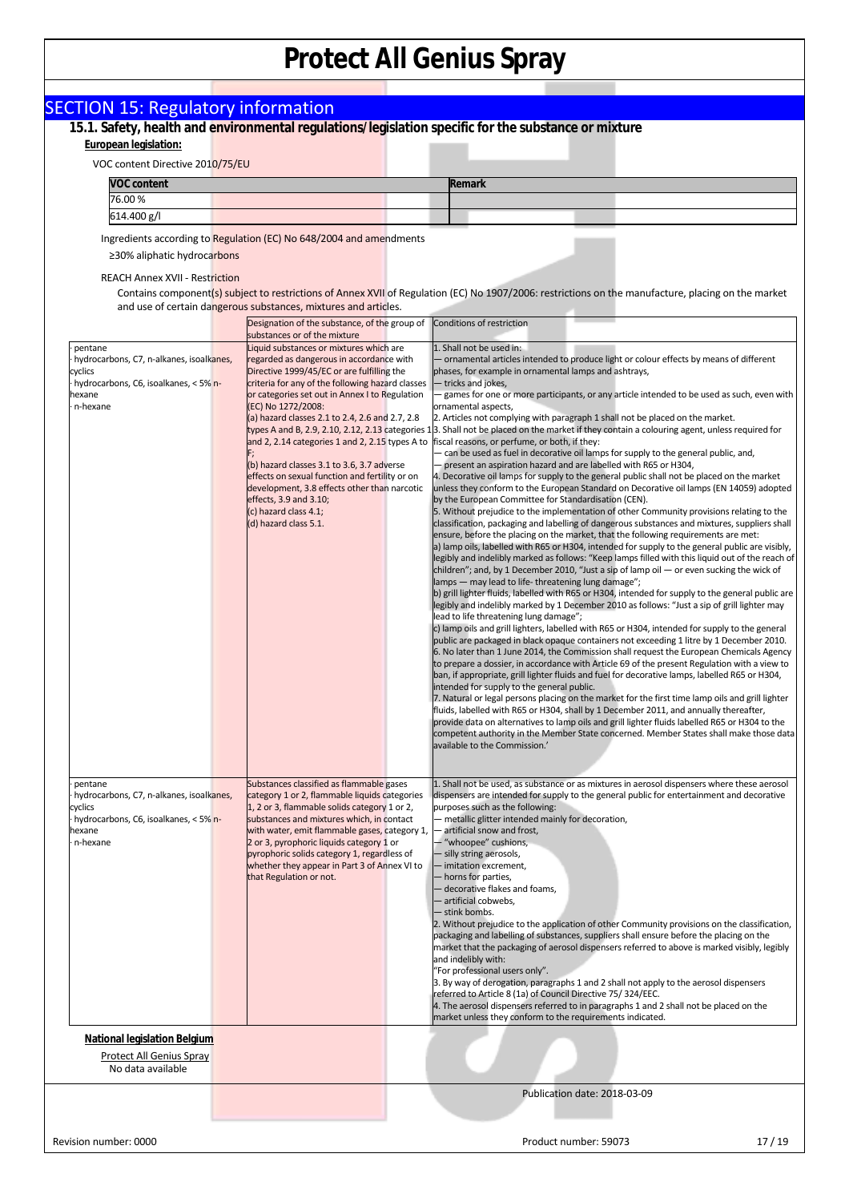# Protect All Genius Spray

## SECTION 15: Regulatory information

### 15.1. Safety, health and environmental regulations/legislation specific for the substance or mixture

**European legislation:**

VOC content Directive 2010/75/EU

| VOC content | Remark |
|---|---|
| 76.00 % | |
| 614.400 g/l | |

Ingredients according to Regulation (EC) No 648/2004 and amendments

≥30% aliphatic hydrocarbons

REACH Annex XVII - Restriction

Contains component(s) subject to restrictions of Annex XVII of Regulation (EC) No 1907/2006: restrictions on the manufacture, placing on the market and use of certain dangerous substances, mixtures and articles.

| | Designation of the substance, of the group of substances or of the mixture | Conditions of restriction |
|---|---|---|
| · pentane<br>· hydrocarbons, C7, n-alkanes, isoalkanes, cyclics<br>· hydrocarbons, C6, isoalkanes, < 5% n-hexane<br>· n-hexane | Liquid substances or mixtures which are regarded as dangerous in accordance with Directive 1999/45/EC or are fulfilling the criteria for any of the following hazard classes or categories set out in Annex I to Regulation (EC) No 1272/2008:<br>(a) hazard classes 2.1 to 2.4, 2.6 and 2.7, 2.8 types A and B, 2.9, 2.10, 2.12, 2.13 categories 1 and 2, 2.14 categories 1 and 2, 2.15 types A to F;<br>(b) hazard classes 3.1 to 3.6, 3.7 adverse effects on sexual function and fertility or on development, 3.8 effects other than narcotic effects, 3.9 and 3.10;<br>(c) hazard class 4.1;<br>(d) hazard class 5.1. | 1. Shall not be used in:<br>— ornamental articles intended to produce light or colour effects by means of different phases, for example in ornamental lamps and ashtrays,<br>— tricks and jokes,<br>— games for one or more participants, or any article intended to be used as such, even with ornamental aspects,<br>2. Articles not complying with paragraph 1 shall not be placed on the market.<br>3. Shall not be placed on the market if they contain a colouring agent, unless required for fiscal reasons, or perfume, or both, if they:<br>— can be used as fuel in decorative oil lamps for supply to the general public, and,<br>— present an aspiration hazard and are labelled with R65 or H304,<br>4. Decorative oil lamps for supply to the general public shall not be placed on the market unless they conform to the European Standard on Decorative oil lamps (EN 14059) adopted by the European Committee for Standardisation (CEN).<br>5. Without prejudice to the implementation of other Community provisions relating to the classification, packaging and labelling of dangerous substances and mixtures, suppliers shall ensure, before the placing on the market, that the following requirements are met:<br>a) lamp oils, labelled with R65 or H304, intended for supply to the general public are visibly, legibly and indelibly marked as follows: "Keep lamps filled with this liquid out of the reach of children"; and, by 1 December 2010, "Just a sip of lamp oil — or even sucking the wick of lamps — may lead to life- threatening lung damage";<br>b) grill lighter fluids, labelled with R65 or H304, intended for supply to the general public are legibly and indelibly marked by 1 December 2010 as follows: "Just a sip of grill lighter may lead to life threatening lung damage";<br>c) lamp oils and grill lighters, labelled with R65 or H304, intended for supply to the general public are packaged in black opaque containers not exceeding 1 litre by 1 December 2010.<br>6. No later than 1 June 2014, the Commission shall request the European Chemicals Agency to prepare a dossier, in accordance with Article 69 of the present Regulation with a view to ban, if appropriate, grill lighter fluids and fuel for decorative lamps, labelled R65 or H304, intended for supply to the general public.<br>7. Natural or legal persons placing on the market for the first time lamp oils and grill lighter fluids, labelled with R65 or H304, shall by 1 December 2011, and annually thereafter, provide data on alternatives to lamp oils and grill lighter fluids labelled R65 or H304 to the competent authority in the Member State concerned. Member States shall make those data available to the Commission.' |
| · pentane<br>· hydrocarbons, C7, n-alkanes, isoalkanes, cyclics<br>· hydrocarbons, C6, isoalkanes, < 5% n-hexane<br>· n-hexane | Substances classified as flammable gases category 1 or 2, flammable liquids categories 1, 2 or 3, flammable solids category 1 or 2, substances and mixtures which, in contact with water, emit flammable gases, category 1, 2 or 3, pyrophoric liquids category 1 or pyrophoric solids category 1, regardless of whether they appear in Part 3 of Annex VI to that Regulation or not. | 1. Shall not be used, as substance or as mixtures in aerosol dispensers where these aerosol dispensers are intended for supply to the general public for entertainment and decorative purposes such as the following:<br>— metallic glitter intended mainly for decoration,<br>— artificial snow and frost,<br>— "whoopee" cushions,<br>— silly string aerosols,<br>— imitation excrement,<br>— horns for parties,<br>— decorative flakes and foams,<br>— artificial cobwebs,<br>— stink bombs.<br>2. Without prejudice to the application of other Community provisions on the classification, packaging and labelling of substances, suppliers shall ensure before the placing on the market that the packaging of aerosol dispensers referred to above is marked visibly, legibly and indelibly with:<br>"For professional users only".<br>3. By way of derogation, paragraphs 1 and 2 shall not apply to the aerosol dispensers referred to Article 8 (1a) of Council Directive 75/ 324/EEC.<br>4. The aerosol dispensers referred to in paragraphs 1 and 2 shall not be placed on the market unless they conform to the requirements indicated. |

**National legislation Belgium**

Protect All Genius Spray

No data available

Publication date: 2018-03-09

Revision number: 0000

Product number: 59073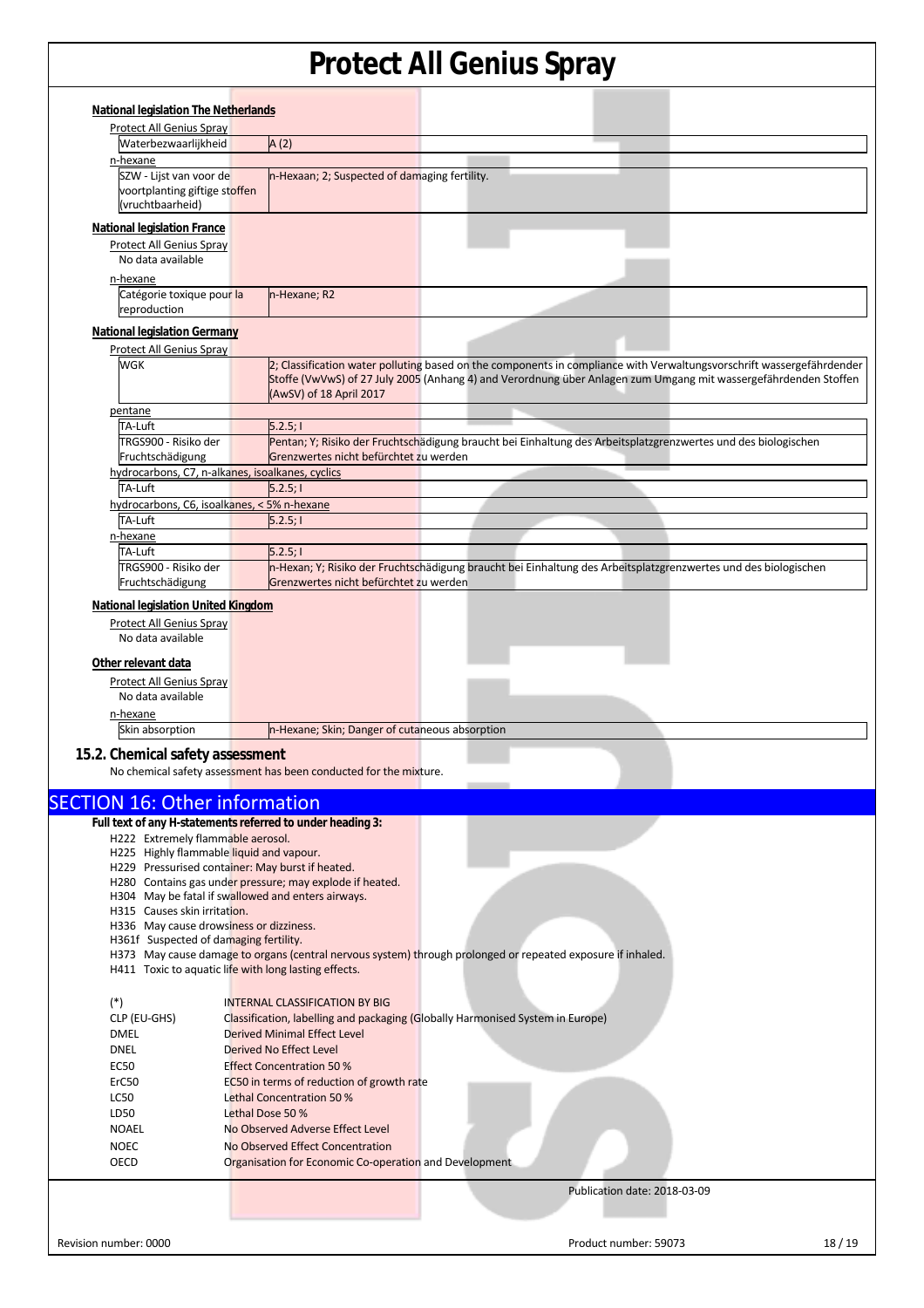#### National legislation The Netherlands

Protect All Genius Spray

| | |
|---|---|
| Waterbezwaarlijkheid | A (2) |

n-hexane

| | |
|---|---|
| SZW - Lijst van voor de voortplanting giftige stoffen (vruchtbaarheid) | n-Hexaan; 2; Suspected of damaging fertility. |

#### National legislation France

Protect All Genius Spray

No data available

n-hexane

| | |
|---|---|
| Catégorie toxique pour la reproduction | n-Hexane; R2 |

#### National legislation Germany

Protect All Genius Spray

| | |
|---|---|
| WGK | 2; Classification water polluting based on the components in compliance with Verwaltungsvorschrift wassergefährdender Stoffe (VwVwS) of 27 July 2005 (Anhang 4) and Verordnung über Anlagen zum Umgang mit wassergefährdenden Stoffen (AwSV) of 18 April 2017 |

pentane

| | |
|---|---|
| TA-Luft | 5.2.5; I |
| TRGS900 - Risiko der Fruchtschädigung | Pentan; Y; Risiko der Fruchtschädigung braucht bei Einhaltung des Arbeitsplatzgrenzwertes und des biologischen Grenzwertes nicht befürchtet zu werden |

hydrocarbons, C7, n-alkanes, isoalkanes, cyclics

| | |
|---|---|
| TA-Luft | 5.2.5; I |

hydrocarbons, C6, isoalkanes, < 5% n-hexane

| | |
|---|---|
| TA-Luft | 5.2.5; I |

n-hexane

| | |
|---|---|
| TA-Luft | 5.2.5; I |
| TRGS900 - Risiko der Fruchtschädigung | n-Hexan; Y; Risiko der Fruchtschädigung braucht bei Einhaltung des Arbeitsplatzgrenzwertes und des biologischen Grenzwertes nicht befürchtet zu werden |

#### National legislation United Kingdom

Protect All Genius Spray

No data available

#### Other relevant data

Protect All Genius Spray

No data available

n-hexane

| | |
|---|---|
| Skin absorption | n-Hexane; Skin; Danger of cutaneous absorption |

### 15.2. Chemical safety assessment

No chemical safety assessment has been conducted for the mixture.

## SECTION 16: Other information

**Full text of any H-statements referred to under heading 3:**

H222 Extremely flammable aerosol.
H225 Highly flammable liquid and vapour.
H229 Pressurised container: May burst if heated.
H280 Contains gas under pressure; may explode if heated.
H304 May be fatal if swallowed and enters airways.
H315 Causes skin irritation.
H336 May cause drowsiness or dizziness.
H361f Suspected of damaging fertility.
H373 May cause damage to organs (central nervous system) through prolonged or repeated exposure if inhaled.
H411 Toxic to aquatic life with long lasting effects.

| | |
|---|---|
| (*) | INTERNAL CLASSIFICATION BY BIG |
| CLP (EU-GHS) | Classification, labelling and packaging (Globally Harmonised System in Europe) |
| DMEL | Derived Minimal Effect Level |
| DNEL | Derived No Effect Level |
| EC50 | Effect Concentration 50 % |
| ErC50 | EC50 in terms of reduction of growth rate |
| LC50 | Lethal Concentration 50 % |
| LD50 | Lethal Dose 50 % |
| NOAEL | No Observed Adverse Effect Level |
| NOEC | No Observed Effect Concentration |
| OECD | Organisation for Economic Co-operation and Development |

Publication date: 2018-03-09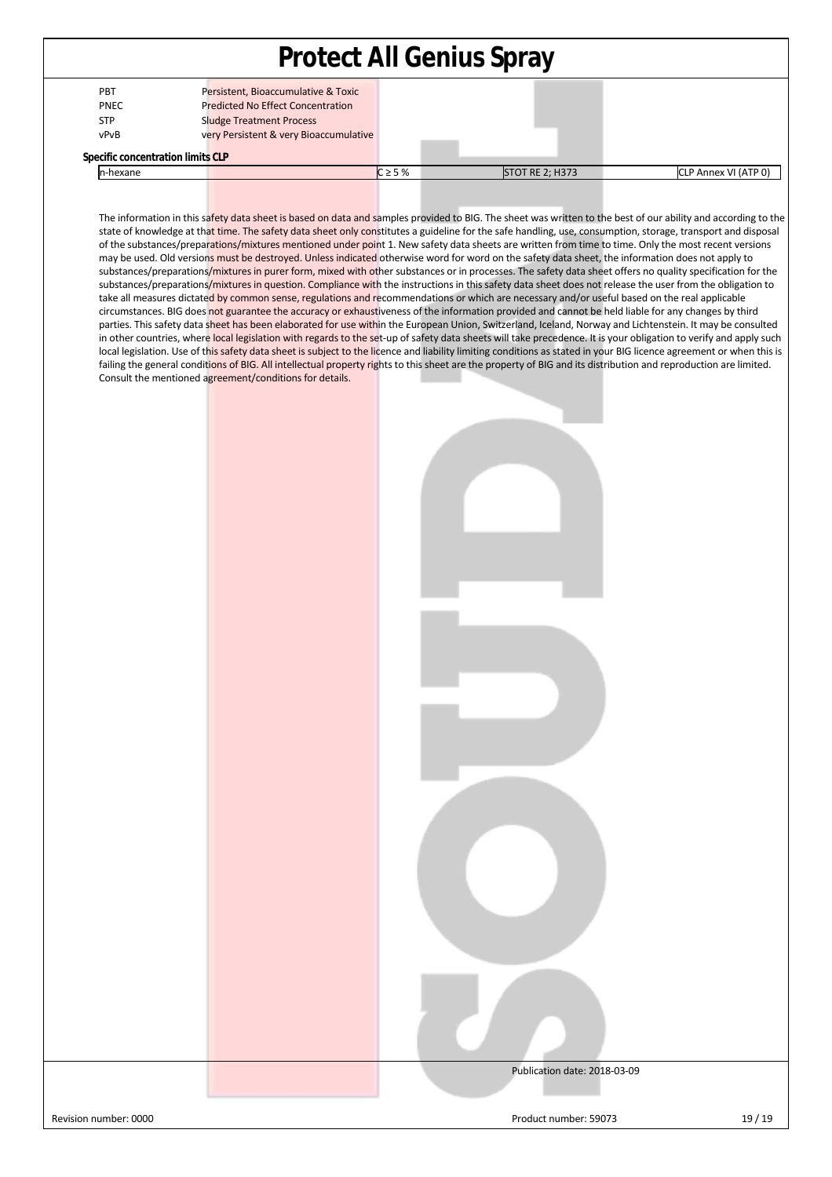| | |
|---|---|
| PBT | Persistent, Bioaccumulative & Toxic |
| PNEC | Predicted No Effect Concentration |
| STP | Sludge Treatment Process |
| vPvB | very Persistent & very Bioaccumulative |

**Specific concentration limits CLP**

| | | | |
|---|---|---|---|
| n-hexane | C ≥ 5 % | STOT RE 2; H373 | CLP Annex VI (ATP 0) |

The information in this safety data sheet is based on data and samples provided to BIG. The sheet was written to the best of our ability and according to the state of knowledge at that time. The safety data sheet only constitutes a guideline for the safe handling, use, consumption, storage, transport and disposal of the substances/preparations/mixtures mentioned under point 1. New safety data sheets are written from time to time. Only the most recent versions may be used. Old versions must be destroyed. Unless indicated otherwise word for word on the safety data sheet, the information does not apply to substances/preparations/mixtures in purer form, mixed with other substances or in processes. The safety data sheet offers no quality specification for the substances/preparations/mixtures in question. Compliance with the instructions in this safety data sheet does not release the user from the obligation to take all measures dictated by common sense, regulations and recommendations or which are necessary and/or useful based on the real applicable circumstances. BIG does not guarantee the accuracy or exhaustiveness of the information provided and cannot be held liable for any changes by third parties. This safety data sheet has been elaborated for use within the European Union, Switzerland, Iceland, Norway and Lichtenstein. It may be consulted in other countries, where local legislation with regards to the set-up of safety data sheets will take precedence. It is your obligation to verify and apply such local legislation. Use of this safety data sheet is subject to the licence and liability limiting conditions as stated in your BIG licence agreement or when this is failing the general conditions of BIG. All intellectual property rights to this sheet are the property of BIG and its distribution and reproduction are limited. Consult the mentioned agreement/conditions for details.